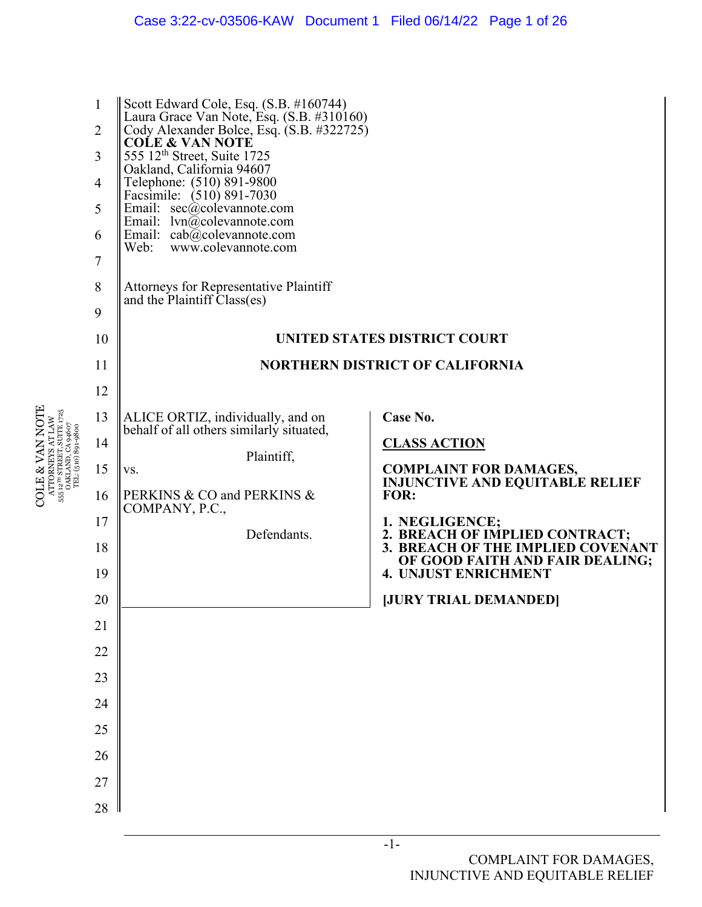Scott Edward Cole, Esq. (S.B. #160744)
Laura Grace Van Note, Esq. (S.B. #310160)
Cody Alexander Bolce, Esq. (S.B. #322725)
**COLE & VAN NOTE**
555 12th Street, Suite 1725
Oakland, California 94607
Telephone: (510) 891-9800
Facsimile: (510) 891-7030
Email: sec@colevannote.com
Email: lvn@colevannote.com
Email: cab@colevannote.com
Web: www.colevannote.com

Attorneys for Representative Plaintiff
and the Plaintiff Class(es)

**UNITED STATES DISTRICT COURT**

**NORTHERN DISTRICT OF CALIFORNIA**

| | |
|---|---|
| ALICE ORTIZ, individually, and on behalf of all others similarly situated,<br><br>Plaintiff,<br><br>vs.<br><br>PERKINS & CO and PERKINS & COMPANY, P.C.,<br><br>Defendants. | **Case No.**<br><br>**CLASS ACTION**<br><br>**COMPLAINT FOR DAMAGES, INJUNCTIVE AND EQUITABLE RELIEF FOR:**<br><br>**1. NEGLIGENCE;**<br>**2. BREACH OF IMPLIED CONTRACT;**<br>**3. BREACH OF THE IMPLIED COVENANT OF GOOD FAITH AND FAIR DEALING;**<br>**4. UNJUST ENRICHMENT**<br><br>**[JURY TRIAL DEMANDED]** |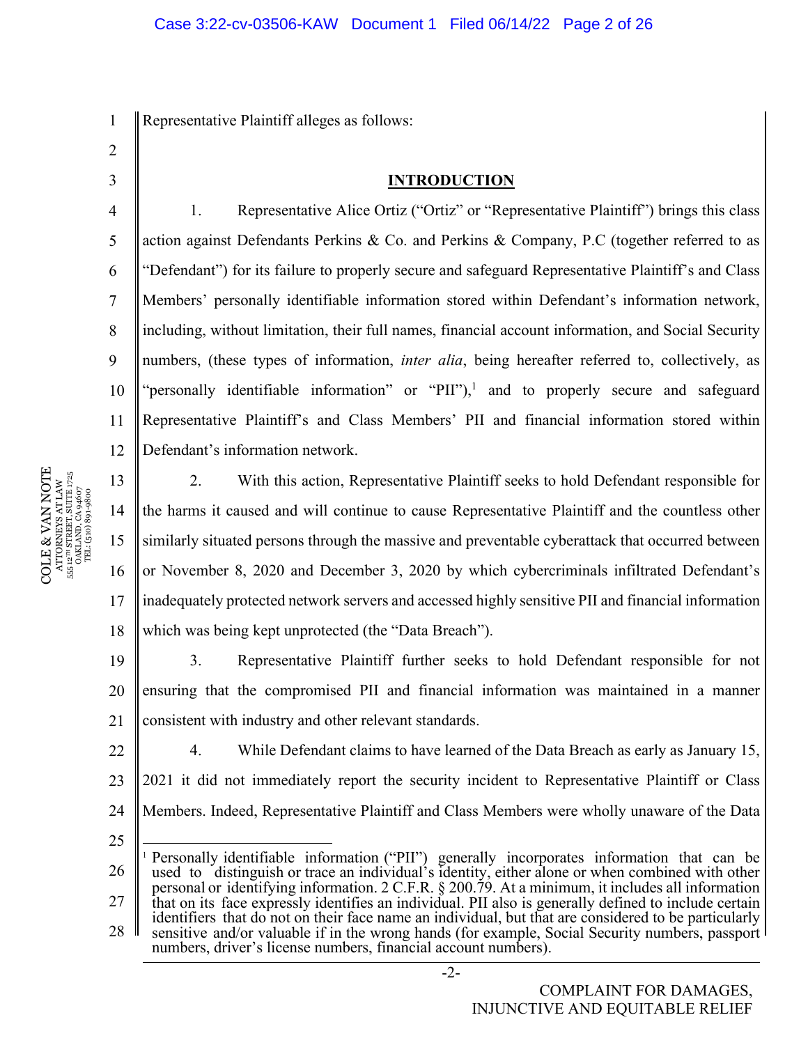Representative Plaintiff alleges as follows:

## INTRODUCTION

1. Representative Alice Ortiz ("Ortiz" or "Representative Plaintiff") brings this class action against Defendants Perkins & Co. and Perkins & Company, P.C (together referred to as "Defendant") for its failure to properly secure and safeguard Representative Plaintiff's and Class Members' personally identifiable information stored within Defendant's information network, including, without limitation, their full names, financial account information, and Social Security numbers, (these types of information, *inter alia*, being hereafter referred to, collectively, as "personally identifiable information" or "PII"),[1] and to properly secure and safeguard Representative Plaintiff's and Class Members' PII and financial information stored within Defendant's information network.

2. With this action, Representative Plaintiff seeks to hold Defendant responsible for the harms it caused and will continue to cause Representative Plaintiff and the countless other similarly situated persons through the massive and preventable cyberattack that occurred between or November 8, 2020 and December 3, 2020 by which cybercriminals infiltrated Defendant's inadequately protected network servers and accessed highly sensitive PII and financial information which was being kept unprotected (the "Data Breach").

3. Representative Plaintiff further seeks to hold Defendant responsible for not ensuring that the compromised PII and financial information was maintained in a manner consistent with industry and other relevant standards.

4. While Defendant claims to have learned of the Data Breach as early as January 15, 2021 it did not immediately report the security incident to Representative Plaintiff or Class Members. Indeed, Representative Plaintiff and Class Members were wholly unaware of the Data

---

[1] Personally identifiable information ("PII") generally incorporates information that can be used to distinguish or trace an individual's identity, either alone or when combined with other personal or identifying information. 2 C.F.R. § 200.79. At a minimum, it includes all information that on its face expressly identifies an individual. PII also is generally defined to include certain identifiers that do not on their face name an individual, but that are considered to be particularly sensitive and/or valuable if in the wrong hands (for example, Social Security numbers, passport numbers, driver's license numbers, financial account numbers).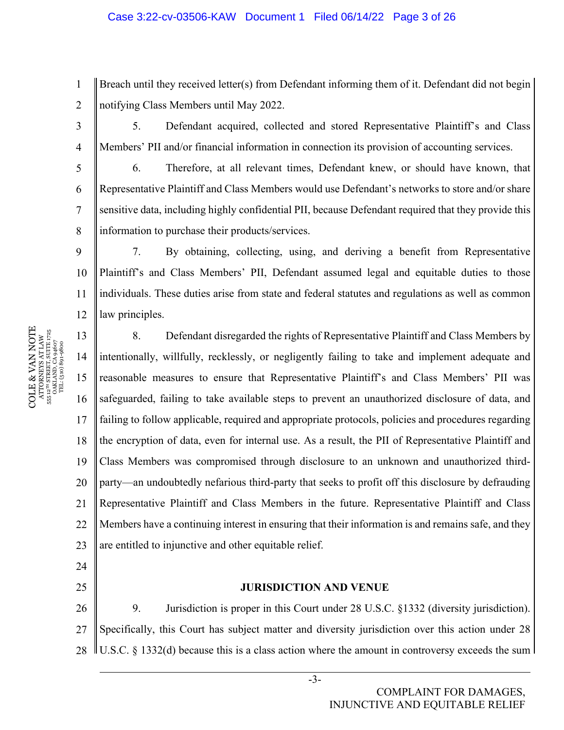Breach until they received letter(s) from Defendant informing them of it. Defendant did not begin notifying Class Members until May 2022.

5. Defendant acquired, collected and stored Representative Plaintiff's and Class Members' PII and/or financial information in connection its provision of accounting services.

6. Therefore, at all relevant times, Defendant knew, or should have known, that Representative Plaintiff and Class Members would use Defendant's networks to store and/or share sensitive data, including highly confidential PII, because Defendant required that they provide this information to purchase their products/services.

7. By obtaining, collecting, using, and deriving a benefit from Representative Plaintiff's and Class Members' PII, Defendant assumed legal and equitable duties to those individuals. These duties arise from state and federal statutes and regulations as well as common law principles.

8. Defendant disregarded the rights of Representative Plaintiff and Class Members by intentionally, willfully, recklessly, or negligently failing to take and implement adequate and reasonable measures to ensure that Representative Plaintiff's and Class Members' PII was safeguarded, failing to take available steps to prevent an unauthorized disclosure of data, and failing to follow applicable, required and appropriate protocols, policies and procedures regarding the encryption of data, even for internal use. As a result, the PII of Representative Plaintiff and Class Members was compromised through disclosure to an unknown and unauthorized third-party—an undoubtedly nefarious third-party that seeks to profit off this disclosure by defrauding Representative Plaintiff and Class Members in the future. Representative Plaintiff and Class Members have a continuing interest in ensuring that their information is and remains safe, and they are entitled to injunctive and other equitable relief.

## JURISDICTION AND VENUE

9. Jurisdiction is proper in this Court under 28 U.S.C. §1332 (diversity jurisdiction). Specifically, this Court has subject matter and diversity jurisdiction over this action under 28 U.S.C. § 1332(d) because this is a class action where the amount in controversy exceeds the sum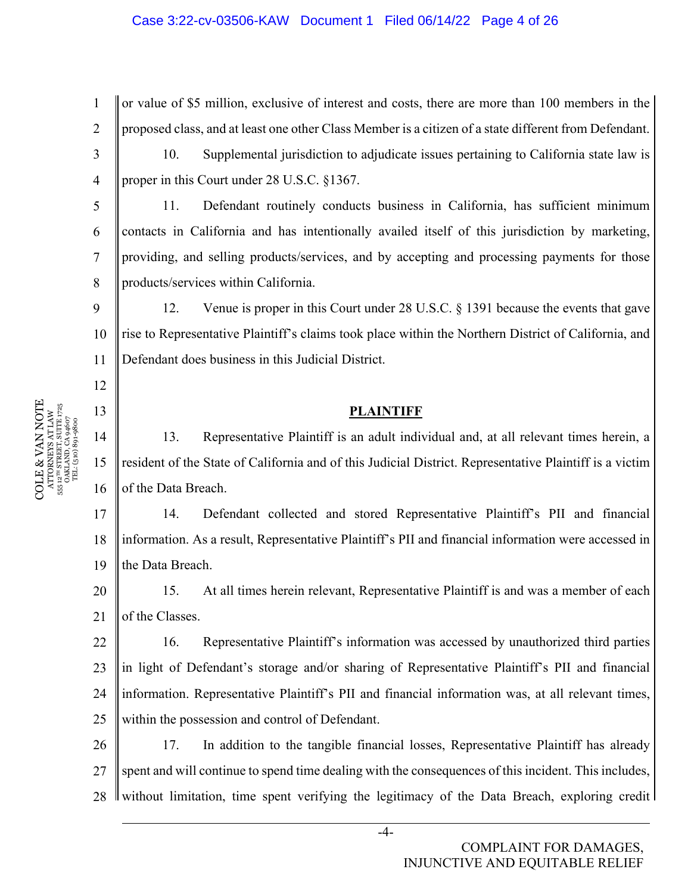or value of $5 million, exclusive of interest and costs, there are more than 100 members in the proposed class, and at least one other Class Member is a citizen of a state different from Defendant.

10. Supplemental jurisdiction to adjudicate issues pertaining to California state law is proper in this Court under 28 U.S.C. §1367.

11. Defendant routinely conducts business in California, has sufficient minimum contacts in California and has intentionally availed itself of this jurisdiction by marketing, providing, and selling products/services, and by accepting and processing payments for those products/services within California.

12. Venue is proper in this Court under 28 U.S.C. § 1391 because the events that gave rise to Representative Plaintiff's claims took place within the Northern District of California, and Defendant does business in this Judicial District.

## PLAINTIFF

13. Representative Plaintiff is an adult individual and, at all relevant times herein, a resident of the State of California and of this Judicial District. Representative Plaintiff is a victim of the Data Breach.

14. Defendant collected and stored Representative Plaintiff's PII and financial information. As a result, Representative Plaintiff's PII and financial information were accessed in the Data Breach.

15. At all times herein relevant, Representative Plaintiff is and was a member of each of the Classes.

16. Representative Plaintiff's information was accessed by unauthorized third parties in light of Defendant's storage and/or sharing of Representative Plaintiff's PII and financial information. Representative Plaintiff's PII and financial information was, at all relevant times, within the possession and control of Defendant.

17. In addition to the tangible financial losses, Representative Plaintiff has already spent and will continue to spend time dealing with the consequences of this incident. This includes, without limitation, time spent verifying the legitimacy of the Data Breach, exploring credit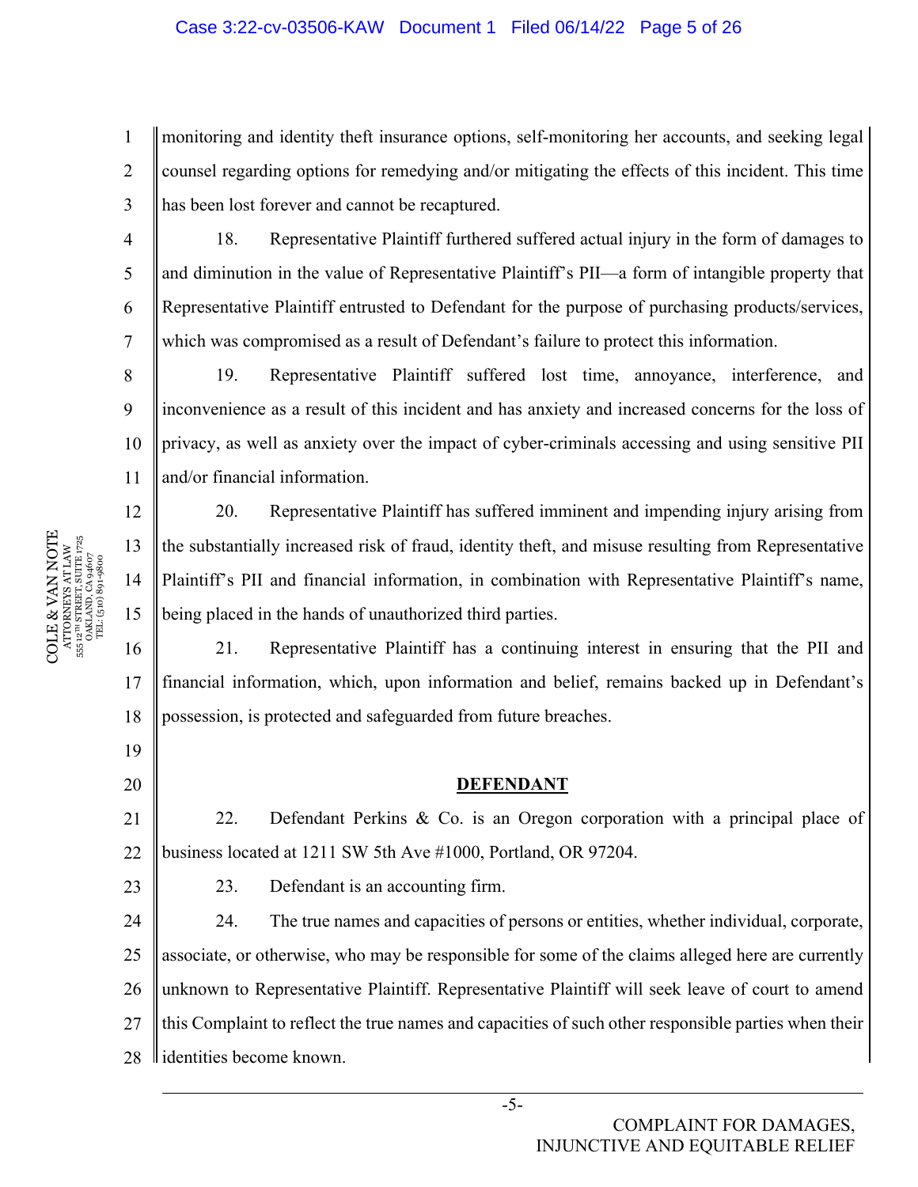monitoring and identity theft insurance options, self-monitoring her accounts, and seeking legal counsel regarding options for remedying and/or mitigating the effects of this incident. This time has been lost forever and cannot be recaptured.

18. Representative Plaintiff furthered suffered actual injury in the form of damages to and diminution in the value of Representative Plaintiff's PII—a form of intangible property that Representative Plaintiff entrusted to Defendant for the purpose of purchasing products/services, which was compromised as a result of Defendant's failure to protect this information.

19. Representative Plaintiff suffered lost time, annoyance, interference, and inconvenience as a result of this incident and has anxiety and increased concerns for the loss of privacy, as well as anxiety over the impact of cyber-criminals accessing and using sensitive PII and/or financial information.

20. Representative Plaintiff has suffered imminent and impending injury arising from the substantially increased risk of fraud, identity theft, and misuse resulting from Representative Plaintiff's PII and financial information, in combination with Representative Plaintiff's name, being placed in the hands of unauthorized third parties.

21. Representative Plaintiff has a continuing interest in ensuring that the PII and financial information, which, upon information and belief, remains backed up in Defendant's possession, is protected and safeguarded from future breaches.

## DEFENDANT

22. Defendant Perkins & Co. is an Oregon corporation with a principal place of business located at 1211 SW 5th Ave #1000, Portland, OR 97204.

23. Defendant is an accounting firm.

24. The true names and capacities of persons or entities, whether individual, corporate, associate, or otherwise, who may be responsible for some of the claims alleged here are currently unknown to Representative Plaintiff. Representative Plaintiff will seek leave of court to amend this Complaint to reflect the true names and capacities of such other responsible parties when their identities become known.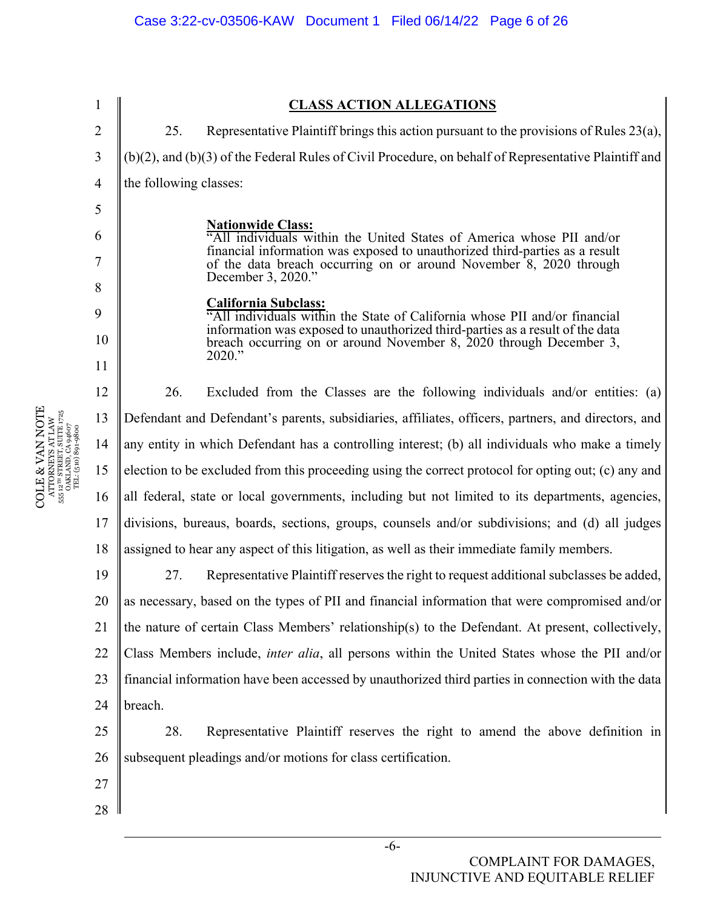## CLASS ACTION ALLEGATIONS

25. Representative Plaintiff brings this action pursuant to the provisions of Rules 23(a), (b)(2), and (b)(3) of the Federal Rules of Civil Procedure, on behalf of Representative Plaintiff and the following classes:

> **Nationwide Class:**
> "All individuals within the United States of America whose PII and/or financial information was exposed to unauthorized third-parties as a result of the data breach occurring on or around November 8, 2020 through December 3, 2020."
>
> **California Subclass:**
> "All individuals within the State of California whose PII and/or financial information was exposed to unauthorized third-parties as a result of the data breach occurring on or around November 8, 2020 through December 3, 2020."

26. Excluded from the Classes are the following individuals and/or entities: (a) Defendant and Defendant's parents, subsidiaries, affiliates, officers, partners, and directors, and any entity in which Defendant has a controlling interest; (b) all individuals who make a timely election to be excluded from this proceeding using the correct protocol for opting out; (c) any and all federal, state or local governments, including but not limited to its departments, agencies, divisions, bureaus, boards, sections, groups, counsels and/or subdivisions; and (d) all judges assigned to hear any aspect of this litigation, as well as their immediate family members.

27. Representative Plaintiff reserves the right to request additional subclasses be added, as necessary, based on the types of PII and financial information that were compromised and/or the nature of certain Class Members' relationship(s) to the Defendant. At present, collectively, Class Members include, *inter alia*, all persons within the United States whose the PII and/or financial information have been accessed by unauthorized third parties in connection with the data breach.

28. Representative Plaintiff reserves the right to amend the above definition in subsequent pleadings and/or motions for class certification.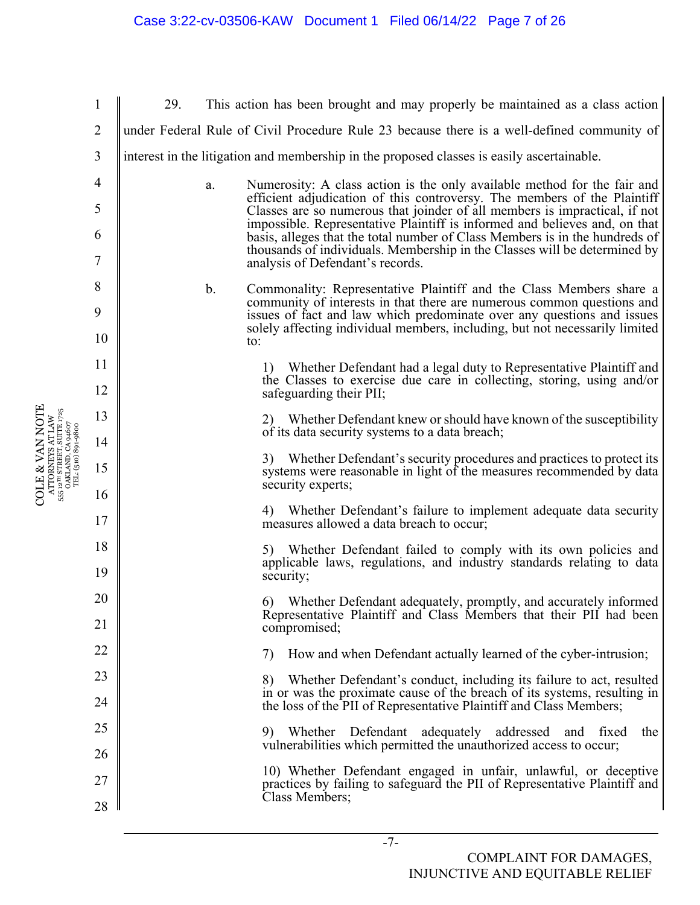29. This action has been brought and may properly be maintained as a class action under Federal Rule of Civil Procedure Rule 23 because there is a well-defined community of interest in the litigation and membership in the proposed classes is easily ascertainable.

a. Numerosity: A class action is the only available method for the fair and efficient adjudication of this controversy. The members of the Plaintiff Classes are so numerous that joinder of all members is impractical, if not impossible. Representative Plaintiff is informed and believes and, on that basis, alleges that the total number of Class Members is in the hundreds of thousands of individuals. Membership in the Classes will be determined by analysis of Defendant's records.

b. Commonality: Representative Plaintiff and the Class Members share a community of interests in that there are numerous common questions and issues of fact and law which predominate over any questions and issues solely affecting individual members, including, but not necessarily limited to:

1) Whether Defendant had a legal duty to Representative Plaintiff and the Classes to exercise due care in collecting, storing, using and/or safeguarding their PII;

2) Whether Defendant knew or should have known of the susceptibility of its data security systems to a data breach;

3) Whether Defendant's security procedures and practices to protect its systems were reasonable in light of the measures recommended by data security experts;

4) Whether Defendant's failure to implement adequate data security measures allowed a data breach to occur;

5) Whether Defendant failed to comply with its own policies and applicable laws, regulations, and industry standards relating to data security;

6) Whether Defendant adequately, promptly, and accurately informed Representative Plaintiff and Class Members that their PII had been compromised;

7) How and when Defendant actually learned of the cyber-intrusion;

8) Whether Defendant's conduct, including its failure to act, resulted in or was the proximate cause of the breach of its systems, resulting in the loss of the PII of Representative Plaintiff and Class Members;

9) Whether Defendant adequately addressed and fixed the vulnerabilities which permitted the unauthorized access to occur;

10) Whether Defendant engaged in unfair, unlawful, or deceptive practices by failing to safeguard the PII of Representative Plaintiff and Class Members;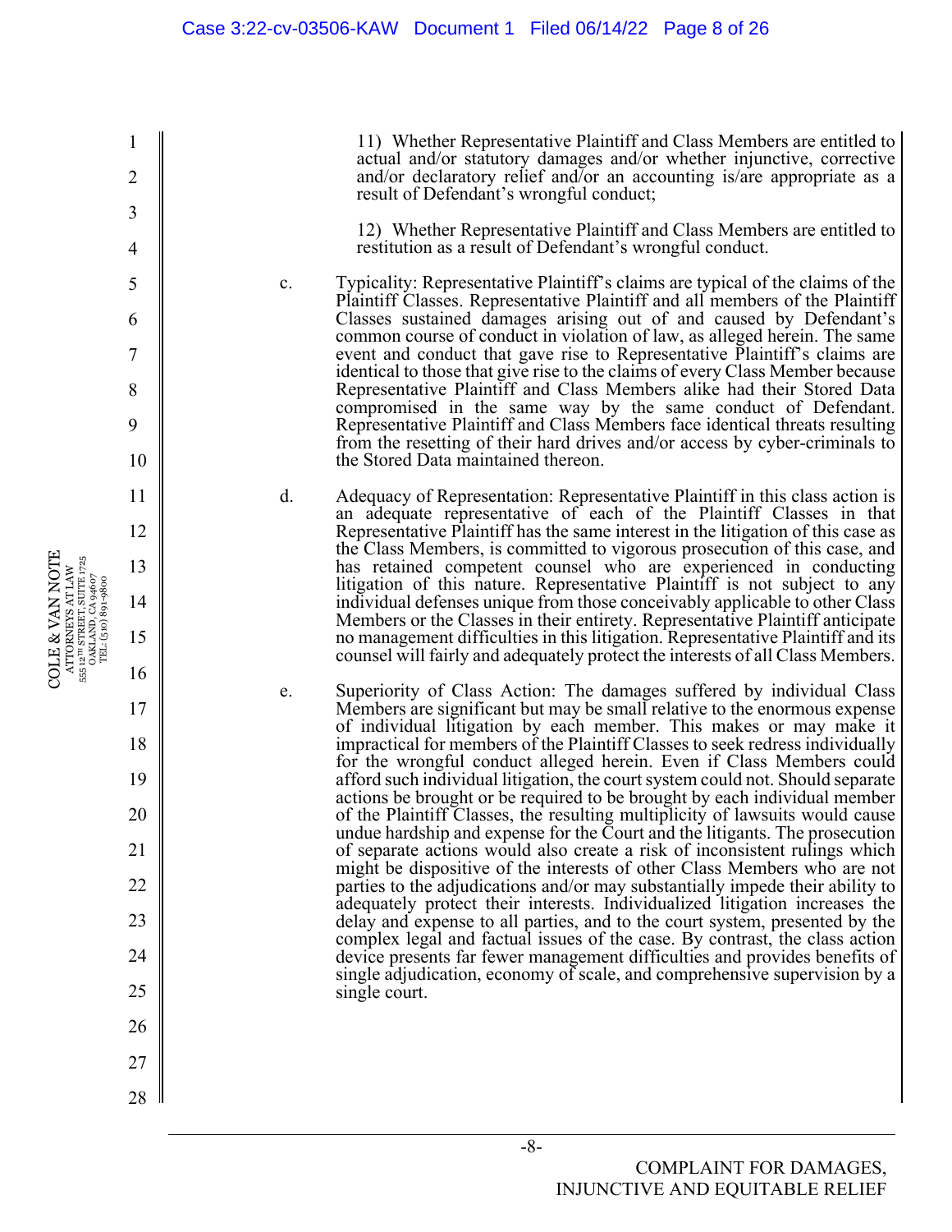11) Whether Representative Plaintiff and Class Members are entitled to actual and/or statutory damages and/or whether injunctive, corrective and/or declaratory relief and/or an accounting is/are appropriate as a result of Defendant's wrongful conduct;

12) Whether Representative Plaintiff and Class Members are entitled to restitution as a result of Defendant's wrongful conduct.

c. Typicality: Representative Plaintiff's claims are typical of the claims of the Plaintiff Classes. Representative Plaintiff and all members of the Plaintiff Classes sustained damages arising out of and caused by Defendant's common course of conduct in violation of law, as alleged herein. The same event and conduct that gave rise to Representative Plaintiff's claims are identical to those that give rise to the claims of every Class Member because Representative Plaintiff and Class Members alike had their Stored Data compromised in the same way by the same conduct of Defendant. Representative Plaintiff and Class Members face identical threats resulting from the resetting of their hard drives and/or access by cyber-criminals to the Stored Data maintained thereon.

d. Adequacy of Representation: Representative Plaintiff in this class action is an adequate representative of each of the Plaintiff Classes in that Representative Plaintiff has the same interest in the litigation of this case as the Class Members, is committed to vigorous prosecution of this case, and has retained competent counsel who are experienced in conducting litigation of this nature. Representative Plaintiff is not subject to any individual defenses unique from those conceivably applicable to other Class Members or the Classes in their entirety. Representative Plaintiff anticipate no management difficulties in this litigation. Representative Plaintiff and its counsel will fairly and adequately protect the interests of all Class Members.

e. Superiority of Class Action: The damages suffered by individual Class Members are significant but may be small relative to the enormous expense of individual litigation by each member. This makes or may make it impractical for members of the Plaintiff Classes to seek redress individually for the wrongful conduct alleged herein. Even if Class Members could afford such individual litigation, the court system could not. Should separate actions be brought or be required to be brought by each individual member of the Plaintiff Classes, the resulting multiplicity of lawsuits would cause undue hardship and expense for the Court and the litigants. The prosecution of separate actions would also create a risk of inconsistent rulings which might be dispositive of the interests of other Class Members who are not parties to the adjudications and/or may substantially impede their ability to adequately protect their interests. Individualized litigation increases the delay and expense to all parties, and to the court system, presented by the complex legal and factual issues of the case. By contrast, the class action device presents far fewer management difficulties and provides benefits of single adjudication, economy of scale, and comprehensive supervision by a single court.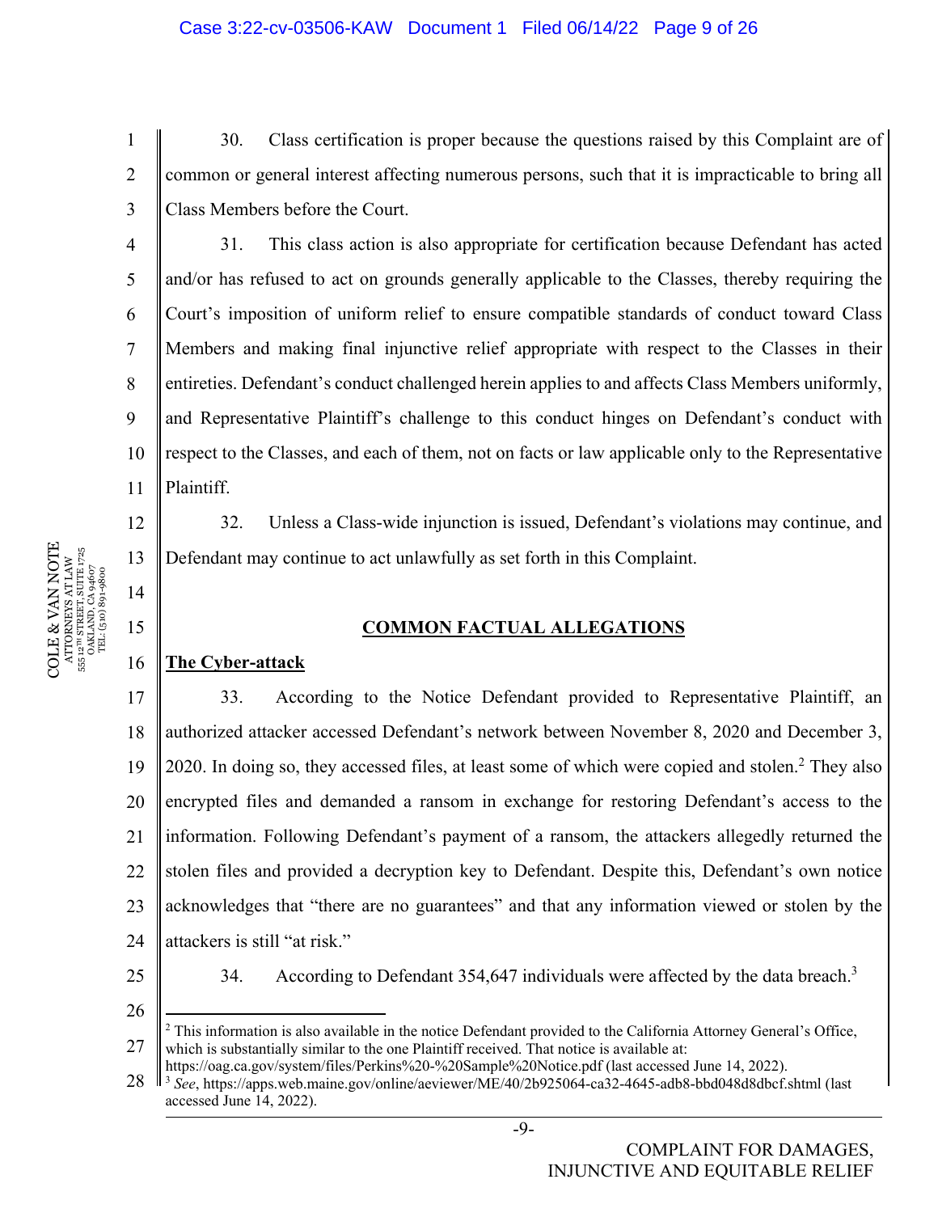30. Class certification is proper because the questions raised by this Complaint are of common or general interest affecting numerous persons, such that it is impracticable to bring all Class Members before the Court.

31. This class action is also appropriate for certification because Defendant has acted and/or has refused to act on grounds generally applicable to the Classes, thereby requiring the Court's imposition of uniform relief to ensure compatible standards of conduct toward Class Members and making final injunctive relief appropriate with respect to the Classes in their entireties. Defendant's conduct challenged herein applies to and affects Class Members uniformly, and Representative Plaintiff's challenge to this conduct hinges on Defendant's conduct with respect to the Classes, and each of them, not on facts or law applicable only to the Representative Plaintiff.

32. Unless a Class-wide injunction is issued, Defendant's violations may continue, and Defendant may continue to act unlawfully as set forth in this Complaint.

## **COMMON FACTUAL ALLEGATIONS**

### **The Cyber-attack**

33. According to the Notice Defendant provided to Representative Plaintiff, an authorized attacker accessed Defendant's network between November 8, 2020 and December 3, 2020. In doing so, they accessed files, at least some of which were copied and stolen.[2] They also encrypted files and demanded a ransom in exchange for restoring Defendant's access to the information. Following Defendant's payment of a ransom, the attackers allegedly returned the stolen files and provided a decryption key to Defendant. Despite this, Defendant's own notice acknowledges that "there are no guarantees" and that any information viewed or stolen by the attackers is still "at risk."

34. According to Defendant 354,647 individuals were affected by the data breach.[3]

---

[2] This information is also available in the notice Defendant provided to the California Attorney General's Office, which is substantially similar to the one Plaintiff received. That notice is available at: https://oag.ca.gov/system/files/Perkins%20-%20Sample%20Notice.pdf (last accessed June 14, 2022).

[3] *See*, https://apps.web.maine.gov/online/aeviewer/ME/40/2b925064-ca32-4645-adb8-bbd048d8dbcf.shtml (last accessed June 14, 2022).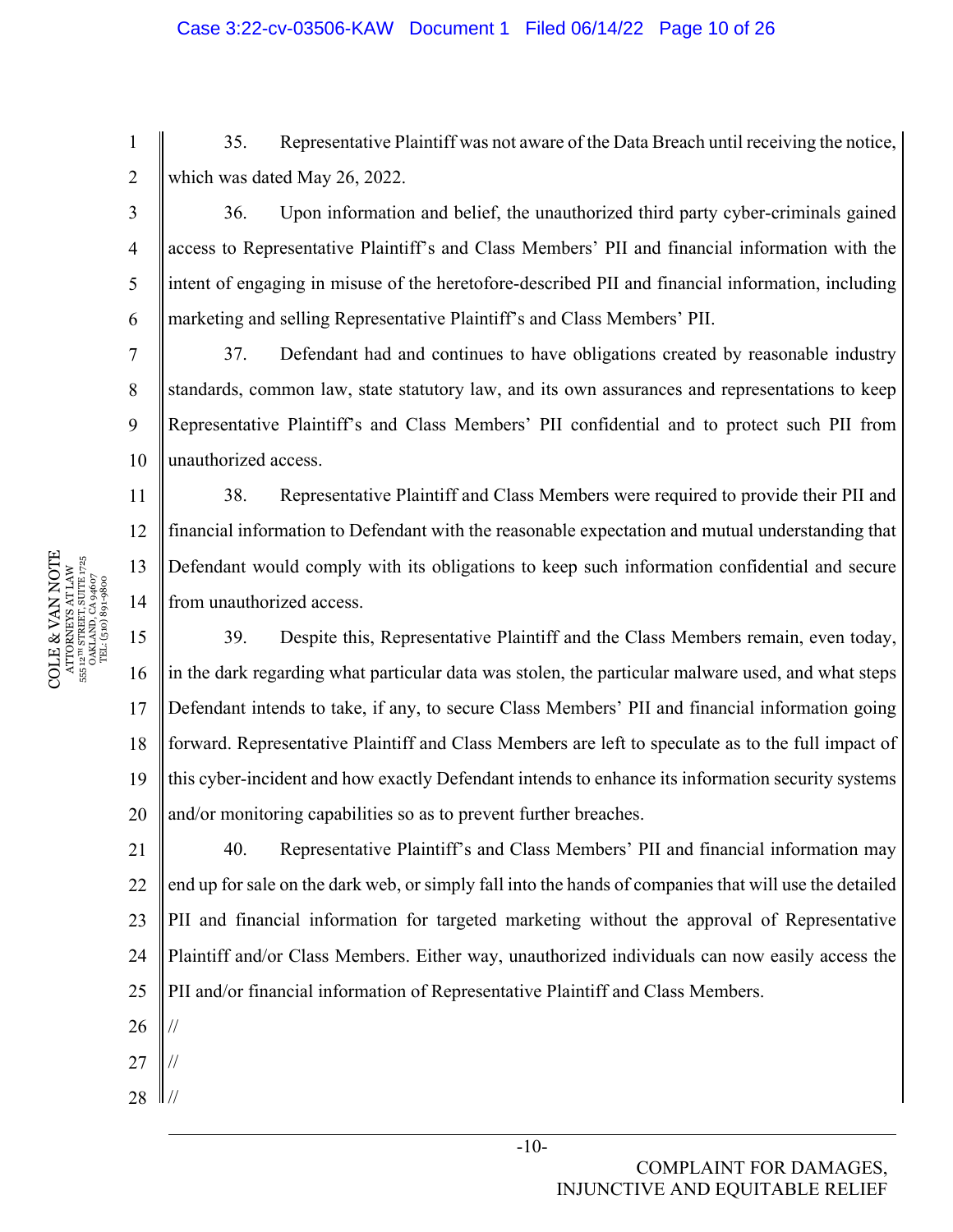35. Representative Plaintiff was not aware of the Data Breach until receiving the notice, which was dated May 26, 2022.

36. Upon information and belief, the unauthorized third party cyber-criminals gained access to Representative Plaintiff's and Class Members' PII and financial information with the intent of engaging in misuse of the heretofore-described PII and financial information, including marketing and selling Representative Plaintiff's and Class Members' PII.

37. Defendant had and continues to have obligations created by reasonable industry standards, common law, state statutory law, and its own assurances and representations to keep Representative Plaintiff's and Class Members' PII confidential and to protect such PII from unauthorized access.

38. Representative Plaintiff and Class Members were required to provide their PII and financial information to Defendant with the reasonable expectation and mutual understanding that Defendant would comply with its obligations to keep such information confidential and secure from unauthorized access.

39. Despite this, Representative Plaintiff and the Class Members remain, even today, in the dark regarding what particular data was stolen, the particular malware used, and what steps Defendant intends to take, if any, to secure Class Members' PII and financial information going forward. Representative Plaintiff and Class Members are left to speculate as to the full impact of this cyber-incident and how exactly Defendant intends to enhance its information security systems and/or monitoring capabilities so as to prevent further breaches.

40. Representative Plaintiff's and Class Members' PII and financial information may end up for sale on the dark web, or simply fall into the hands of companies that will use the detailed PII and financial information for targeted marketing without the approval of Representative Plaintiff and/or Class Members. Either way, unauthorized individuals can now easily access the PII and/or financial information of Representative Plaintiff and Class Members.

//

//

//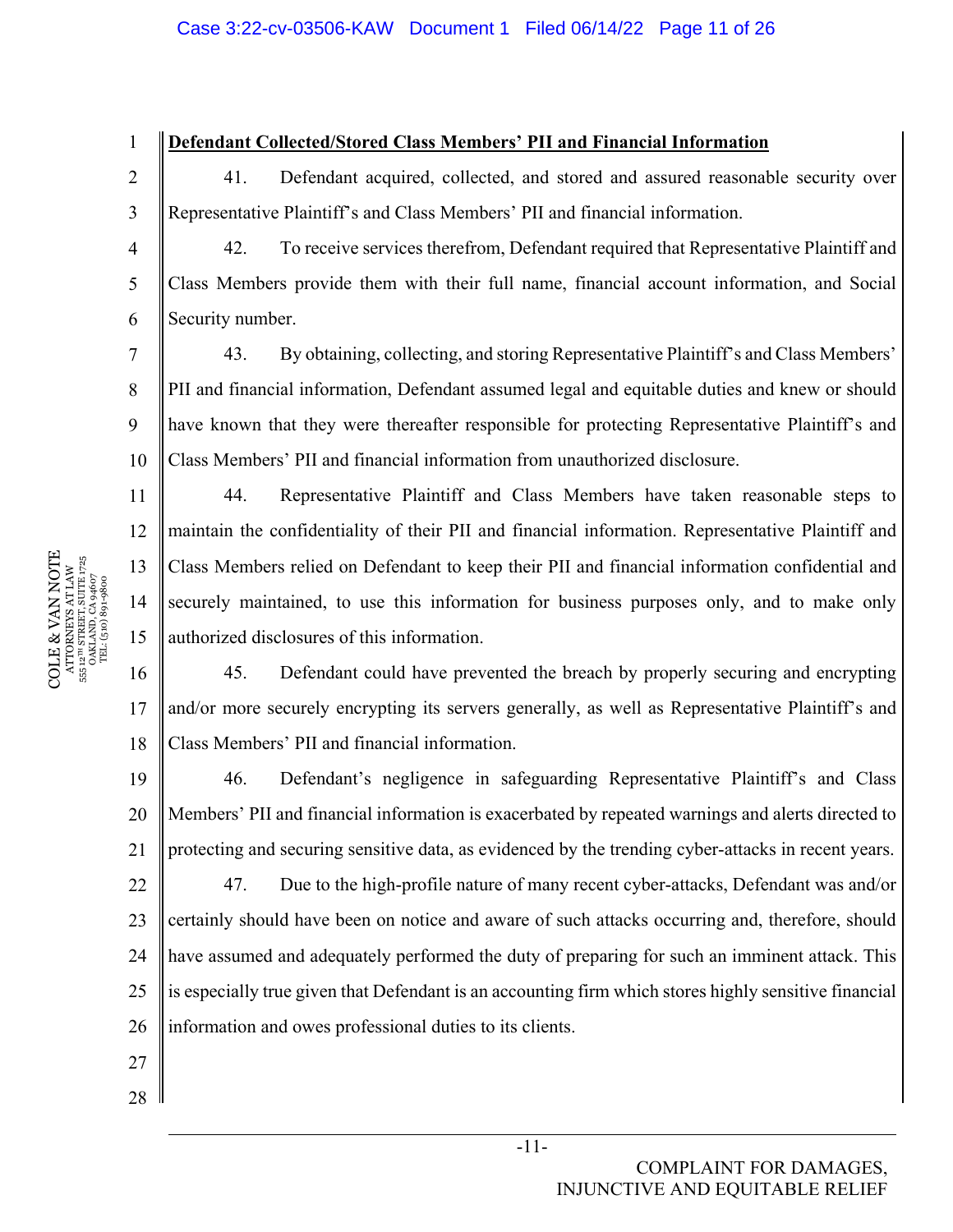**Defendant Collected/Stored Class Members' PII and Financial Information**

41. Defendant acquired, collected, and stored and assured reasonable security over Representative Plaintiff's and Class Members' PII and financial information.

42. To receive services therefrom, Defendant required that Representative Plaintiff and Class Members provide them with their full name, financial account information, and Social Security number.

43. By obtaining, collecting, and storing Representative Plaintiff's and Class Members' PII and financial information, Defendant assumed legal and equitable duties and knew or should have known that they were thereafter responsible for protecting Representative Plaintiff's and Class Members' PII and financial information from unauthorized disclosure.

44. Representative Plaintiff and Class Members have taken reasonable steps to maintain the confidentiality of their PII and financial information. Representative Plaintiff and Class Members relied on Defendant to keep their PII and financial information confidential and securely maintained, to use this information for business purposes only, and to make only authorized disclosures of this information.

45. Defendant could have prevented the breach by properly securing and encrypting and/or more securely encrypting its servers generally, as well as Representative Plaintiff's and Class Members' PII and financial information.

46. Defendant's negligence in safeguarding Representative Plaintiff's and Class Members' PII and financial information is exacerbated by repeated warnings and alerts directed to protecting and securing sensitive data, as evidenced by the trending cyber-attacks in recent years.

47. Due to the high-profile nature of many recent cyber-attacks, Defendant was and/or certainly should have been on notice and aware of such attacks occurring and, therefore, should have assumed and adequately performed the duty of preparing for such an imminent attack. This is especially true given that Defendant is an accounting firm which stores highly sensitive financial information and owes professional duties to its clients.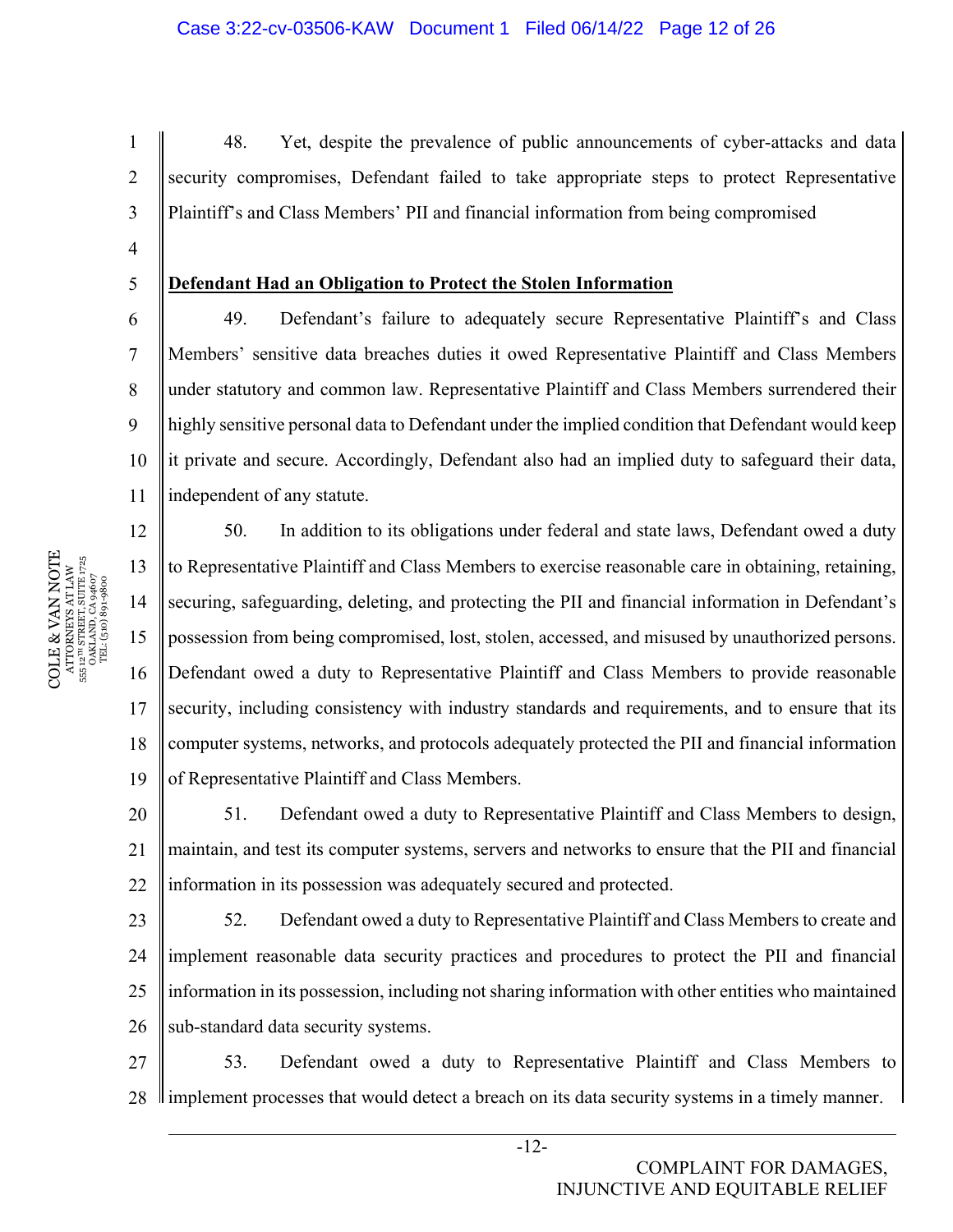48. Yet, despite the prevalence of public announcements of cyber-attacks and data security compromises, Defendant failed to take appropriate steps to protect Representative Plaintiff's and Class Members' PII and financial information from being compromised

**<u>Defendant Had an Obligation to Protect the Stolen Information</u>**

49. Defendant's failure to adequately secure Representative Plaintiff's and Class Members' sensitive data breaches duties it owed Representative Plaintiff and Class Members under statutory and common law. Representative Plaintiff and Class Members surrendered their highly sensitive personal data to Defendant under the implied condition that Defendant would keep it private and secure. Accordingly, Defendant also had an implied duty to safeguard their data, independent of any statute.

50. In addition to its obligations under federal and state laws, Defendant owed a duty to Representative Plaintiff and Class Members to exercise reasonable care in obtaining, retaining, securing, safeguarding, deleting, and protecting the PII and financial information in Defendant's possession from being compromised, lost, stolen, accessed, and misused by unauthorized persons. Defendant owed a duty to Representative Plaintiff and Class Members to provide reasonable security, including consistency with industry standards and requirements, and to ensure that its computer systems, networks, and protocols adequately protected the PII and financial information of Representative Plaintiff and Class Members.

51. Defendant owed a duty to Representative Plaintiff and Class Members to design, maintain, and test its computer systems, servers and networks to ensure that the PII and financial information in its possession was adequately secured and protected.

52. Defendant owed a duty to Representative Plaintiff and Class Members to create and implement reasonable data security practices and procedures to protect the PII and financial information in its possession, including not sharing information with other entities who maintained sub-standard data security systems.

53. Defendant owed a duty to Representative Plaintiff and Class Members to implement processes that would detect a breach on its data security systems in a timely manner.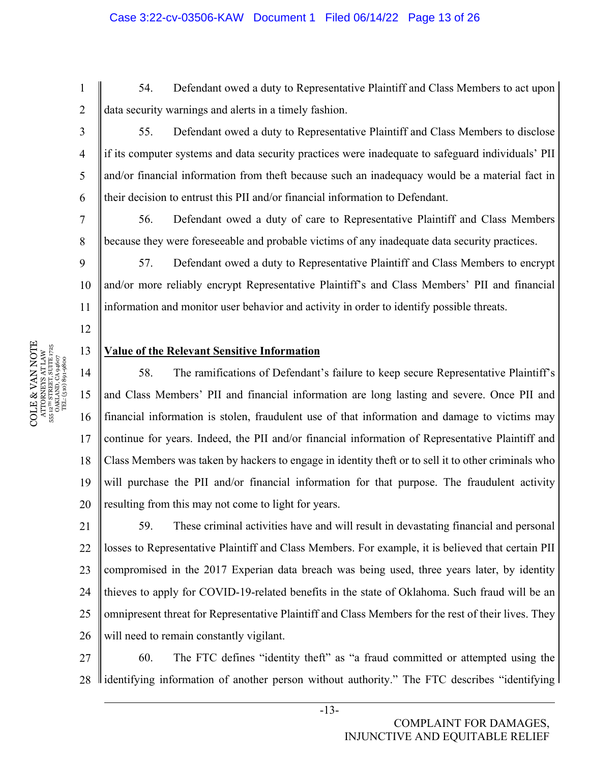54. Defendant owed a duty to Representative Plaintiff and Class Members to act upon data security warnings and alerts in a timely fashion.

55. Defendant owed a duty to Representative Plaintiff and Class Members to disclose if its computer systems and data security practices were inadequate to safeguard individuals' PII and/or financial information from theft because such an inadequacy would be a material fact in their decision to entrust this PII and/or financial information to Defendant.

56. Defendant owed a duty of care to Representative Plaintiff and Class Members because they were foreseeable and probable victims of any inadequate data security practices.

57. Defendant owed a duty to Representative Plaintiff and Class Members to encrypt and/or more reliably encrypt Representative Plaintiff's and Class Members' PII and financial information and monitor user behavior and activity in order to identify possible threats.

**Value of the Relevant Sensitive Information**

58. The ramifications of Defendant's failure to keep secure Representative Plaintiff's and Class Members' PII and financial information are long lasting and severe. Once PII and financial information is stolen, fraudulent use of that information and damage to victims may continue for years. Indeed, the PII and/or financial information of Representative Plaintiff and Class Members was taken by hackers to engage in identity theft or to sell it to other criminals who will purchase the PII and/or financial information for that purpose. The fraudulent activity resulting from this may not come to light for years.

59. These criminal activities have and will result in devastating financial and personal losses to Representative Plaintiff and Class Members. For example, it is believed that certain PII compromised in the 2017 Experian data breach was being used, three years later, by identity thieves to apply for COVID-19-related benefits in the state of Oklahoma. Such fraud will be an omnipresent threat for Representative Plaintiff and Class Members for the rest of their lives. They will need to remain constantly vigilant.

60. The FTC defines "identity theft" as "a fraud committed or attempted using the identifying information of another person without authority." The FTC describes "identifying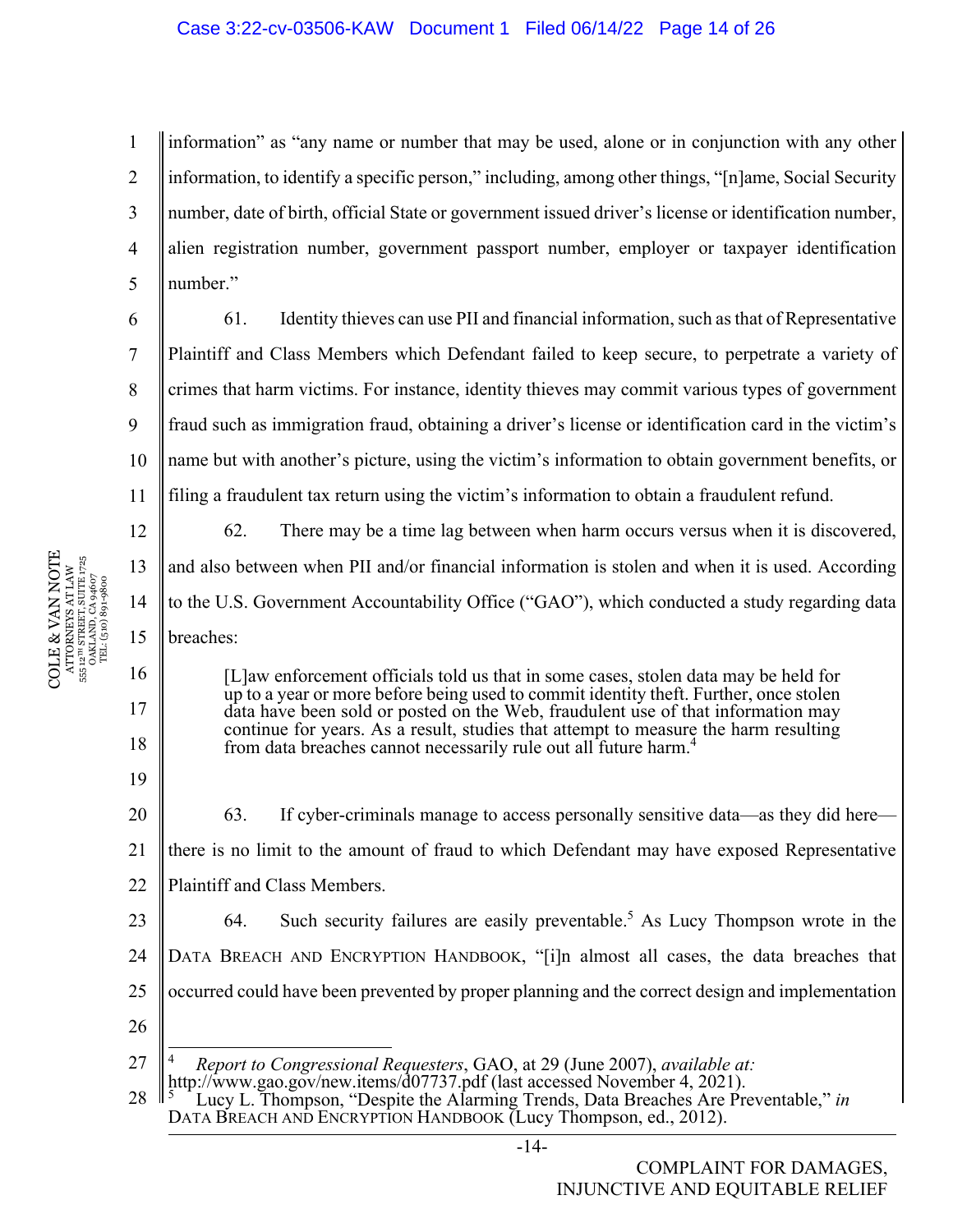information" as "any name or number that may be used, alone or in conjunction with any other information, to identify a specific person," including, among other things, "[n]ame, Social Security number, date of birth, official State or government issued driver's license or identification number, alien registration number, government passport number, employer or taxpayer identification number."

61. Identity thieves can use PII and financial information, such as that of Representative Plaintiff and Class Members which Defendant failed to keep secure, to perpetrate a variety of crimes that harm victims. For instance, identity thieves may commit various types of government fraud such as immigration fraud, obtaining a driver's license or identification card in the victim's name but with another's picture, using the victim's information to obtain government benefits, or filing a fraudulent tax return using the victim's information to obtain a fraudulent refund.

62. There may be a time lag between when harm occurs versus when it is discovered, and also between when PII and/or financial information is stolen and when it is used. According to the U.S. Government Accountability Office ("GAO"), which conducted a study regarding data breaches:

> [L]aw enforcement officials told us that in some cases, stolen data may be held for up to a year or more before being used to commit identity theft. Further, once stolen data have been sold or posted on the Web, fraudulent use of that information may continue for years. As a result, studies that attempt to measure the harm resulting from data breaches cannot necessarily rule out all future harm.[4]

63. If cyber-criminals manage to access personally sensitive data—as they did here—there is no limit to the amount of fraud to which Defendant may have exposed Representative Plaintiff and Class Members.

64. Such security failures are easily preventable.[5] As Lucy Thompson wrote in the DATA BREACH AND ENCRYPTION HANDBOOK, "[i]n almost all cases, the data breaches that occurred could have been prevented by proper planning and the correct design and implementation

---

[4] *Report to Congressional Requesters*, GAO, at 29 (June 2007), *available at:* http://www.gao.gov/new.items/d07737.pdf (last accessed November 4, 2021).

[5] Lucy L. Thompson, "Despite the Alarming Trends, Data Breaches Are Preventable," *in* DATA BREACH AND ENCRYPTION HANDBOOK (Lucy Thompson, ed., 2012).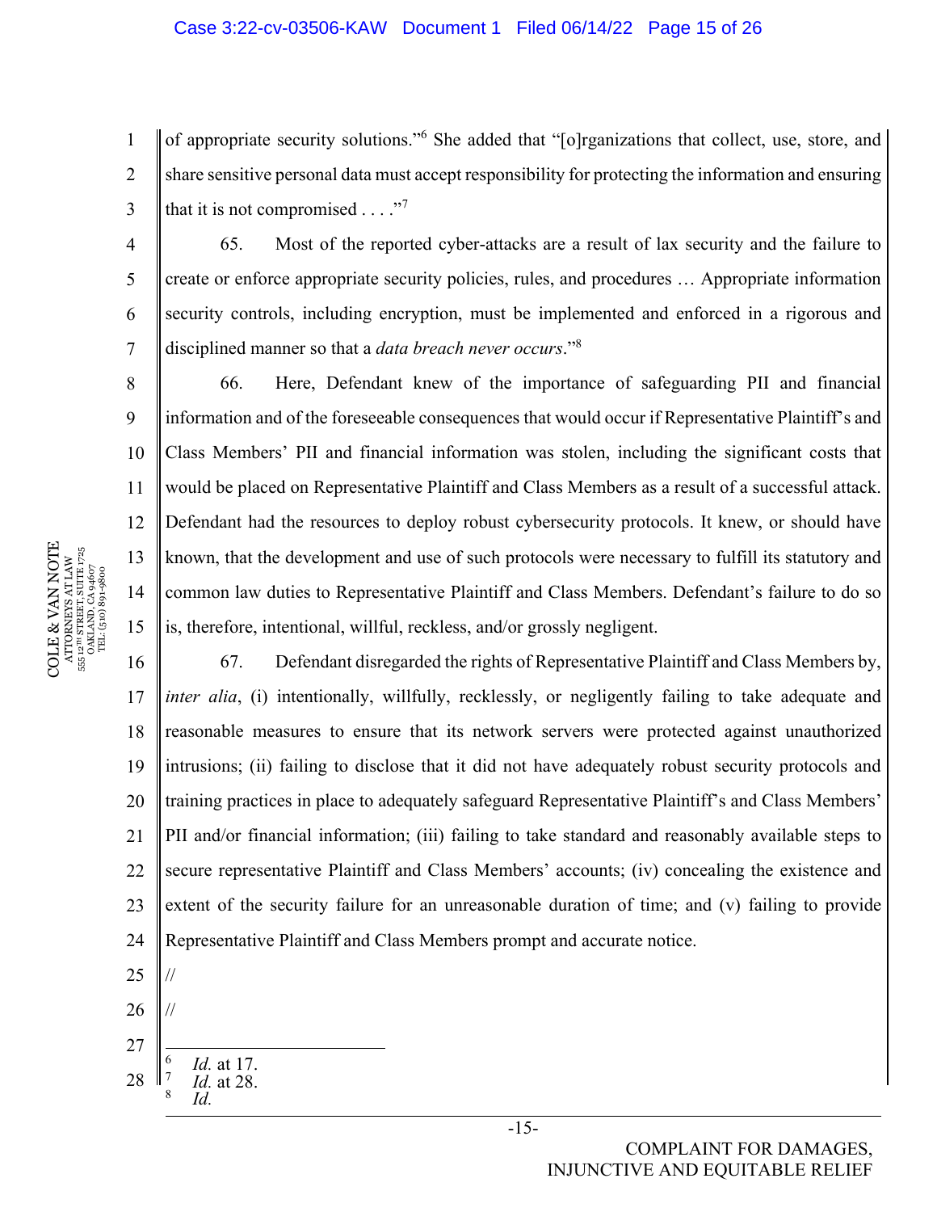of appropriate security solutions."[6] She added that "[o]rganizations that collect, use, store, and share sensitive personal data must accept responsibility for protecting the information and ensuring that it is not compromised . . . ."[7]

65. Most of the reported cyber-attacks are a result of lax security and the failure to create or enforce appropriate security policies, rules, and procedures … Appropriate information security controls, including encryption, must be implemented and enforced in a rigorous and disciplined manner so that a *data breach never occurs*."[8]

66. Here, Defendant knew of the importance of safeguarding PII and financial information and of the foreseeable consequences that would occur if Representative Plaintiff's and Class Members' PII and financial information was stolen, including the significant costs that would be placed on Representative Plaintiff and Class Members as a result of a successful attack. Defendant had the resources to deploy robust cybersecurity protocols. It knew, or should have known, that the development and use of such protocols were necessary to fulfill its statutory and common law duties to Representative Plaintiff and Class Members. Defendant's failure to do so is, therefore, intentional, willful, reckless, and/or grossly negligent.

67. Defendant disregarded the rights of Representative Plaintiff and Class Members by, *inter alia*, (i) intentionally, willfully, recklessly, or negligently failing to take adequate and reasonable measures to ensure that its network servers were protected against unauthorized intrusions; (ii) failing to disclose that it did not have adequately robust security protocols and training practices in place to adequately safeguard Representative Plaintiff's and Class Members' PII and/or financial information; (iii) failing to take standard and reasonably available steps to secure representative Plaintiff and Class Members' accounts; (iv) concealing the existence and extent of the security failure for an unreasonable duration of time; and (v) failing to provide Representative Plaintiff and Class Members prompt and accurate notice.

//

//

---

[6] *Id.* at 17.
[7] *Id.* at 28.
[8] *Id.*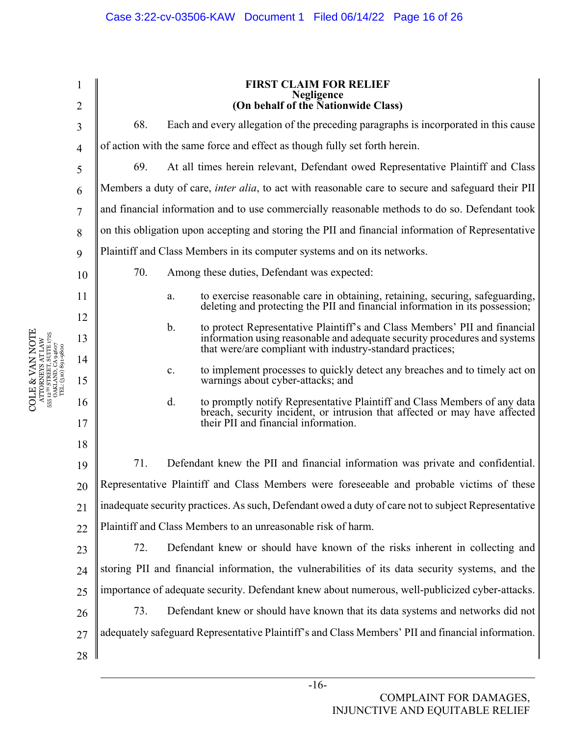**FIRST CLAIM FOR RELIEF**
**Negligence**
**(On behalf of the Nationwide Class)**

68. Each and every allegation of the preceding paragraphs is incorporated in this cause of action with the same force and effect as though fully set forth herein.

69. At all times herein relevant, Defendant owed Representative Plaintiff and Class Members a duty of care, *inter alia*, to act with reasonable care to secure and safeguard their PII and financial information and to use commercially reasonable methods to do so. Defendant took on this obligation upon accepting and storing the PII and financial information of Representative Plaintiff and Class Members in its computer systems and on its networks.

70. Among these duties, Defendant was expected:

a. to exercise reasonable care in obtaining, retaining, securing, safeguarding, deleting and protecting the PII and financial information in its possession;

b. to protect Representative Plaintiff's and Class Members' PII and financial information using reasonable and adequate security procedures and systems that were/are compliant with industry-standard practices;

c. to implement processes to quickly detect any breaches and to timely act on warnings about cyber-attacks; and

d. to promptly notify Representative Plaintiff and Class Members of any data breach, security incident, or intrusion that affected or may have affected their PII and financial information.

71. Defendant knew the PII and financial information was private and confidential. Representative Plaintiff and Class Members were foreseeable and probable victims of these inadequate security practices. As such, Defendant owed a duty of care not to subject Representative Plaintiff and Class Members to an unreasonable risk of harm.

72. Defendant knew or should have known of the risks inherent in collecting and storing PII and financial information, the vulnerabilities of its data security systems, and the importance of adequate security. Defendant knew about numerous, well-publicized cyber-attacks.

73. Defendant knew or should have known that its data systems and networks did not adequately safeguard Representative Plaintiff's and Class Members' PII and financial information.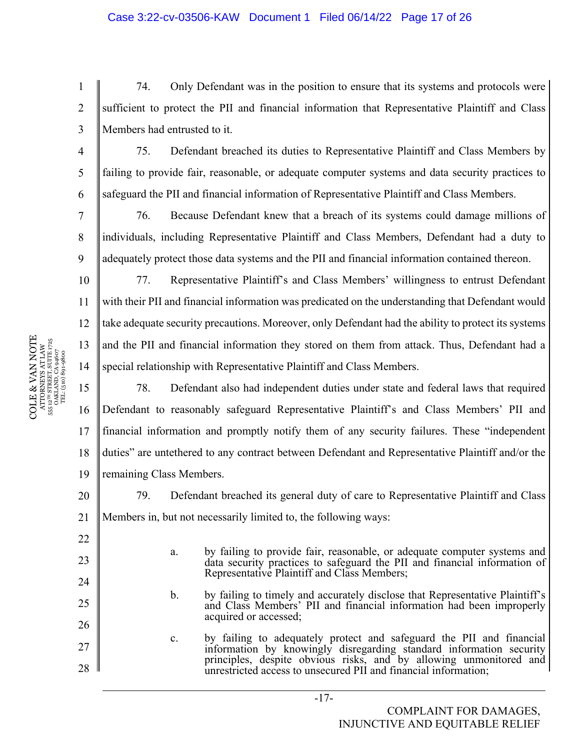74. Only Defendant was in the position to ensure that its systems and protocols were sufficient to protect the PII and financial information that Representative Plaintiff and Class Members had entrusted to it.

75. Defendant breached its duties to Representative Plaintiff and Class Members by failing to provide fair, reasonable, or adequate computer systems and data security practices to safeguard the PII and financial information of Representative Plaintiff and Class Members.

76. Because Defendant knew that a breach of its systems could damage millions of individuals, including Representative Plaintiff and Class Members, Defendant had a duty to adequately protect those data systems and the PII and financial information contained thereon.

77. Representative Plaintiff's and Class Members' willingness to entrust Defendant with their PII and financial information was predicated on the understanding that Defendant would take adequate security precautions. Moreover, only Defendant had the ability to protect its systems and the PII and financial information they stored on them from attack. Thus, Defendant had a special relationship with Representative Plaintiff and Class Members.

78. Defendant also had independent duties under state and federal laws that required Defendant to reasonably safeguard Representative Plaintiff's and Class Members' PII and financial information and promptly notify them of any security failures. These "independent duties" are untethered to any contract between Defendant and Representative Plaintiff and/or the remaining Class Members.

79. Defendant breached its general duty of care to Representative Plaintiff and Class Members in, but not necessarily limited to, the following ways:

a. by failing to provide fair, reasonable, or adequate computer systems and data security practices to safeguard the PII and financial information of Representative Plaintiff and Class Members;

b. by failing to timely and accurately disclose that Representative Plaintiff's and Class Members' PII and financial information had been improperly acquired or accessed;

c. by failing to adequately protect and safeguard the PII and financial information by knowingly disregarding standard information security principles, despite obvious risks, and by allowing unmonitored and unrestricted access to unsecured PII and financial information;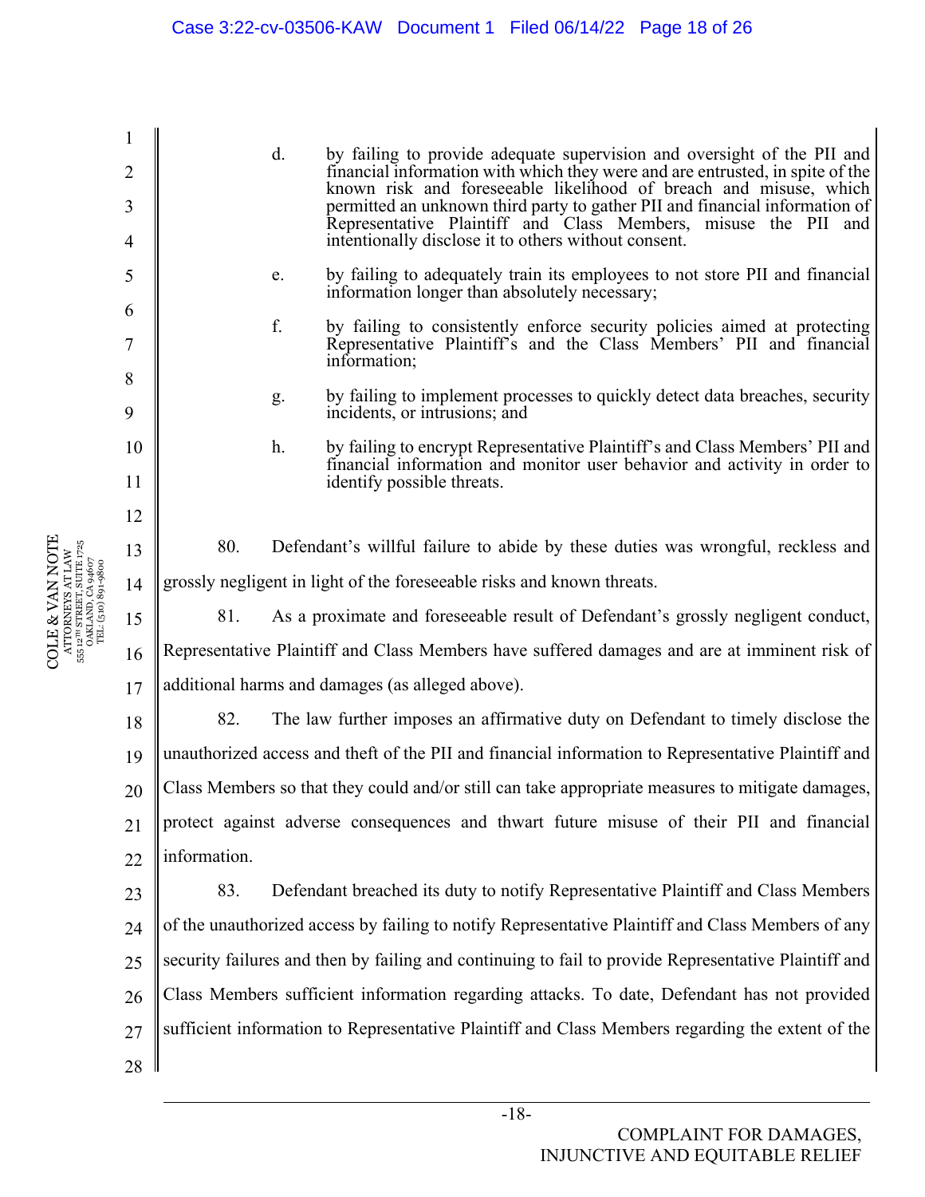d. by failing to provide adequate supervision and oversight of the PII and financial information with which they were and are entrusted, in spite of the known risk and foreseeable likelihood of breach and misuse, which permitted an unknown third party to gather PII and financial information of Representative Plaintiff and Class Members, misuse the PII and intentionally disclose it to others without consent.

e. by failing to adequately train its employees to not store PII and financial information longer than absolutely necessary;

f. by failing to consistently enforce security policies aimed at protecting Representative Plaintiff's and the Class Members' PII and financial information;

g. by failing to implement processes to quickly detect data breaches, security incidents, or intrusions; and

h. by failing to encrypt Representative Plaintiff's and Class Members' PII and financial information and monitor user behavior and activity in order to identify possible threats.

80. Defendant's willful failure to abide by these duties was wrongful, reckless and grossly negligent in light of the foreseeable risks and known threats.

81. As a proximate and foreseeable result of Defendant's grossly negligent conduct, Representative Plaintiff and Class Members have suffered damages and are at imminent risk of additional harms and damages (as alleged above).

82. The law further imposes an affirmative duty on Defendant to timely disclose the unauthorized access and theft of the PII and financial information to Representative Plaintiff and Class Members so that they could and/or still can take appropriate measures to mitigate damages, protect against adverse consequences and thwart future misuse of their PII and financial information.

83. Defendant breached its duty to notify Representative Plaintiff and Class Members of the unauthorized access by failing to notify Representative Plaintiff and Class Members of any security failures and then by failing and continuing to fail to provide Representative Plaintiff and Class Members sufficient information regarding attacks. To date, Defendant has not provided sufficient information to Representative Plaintiff and Class Members regarding the extent of the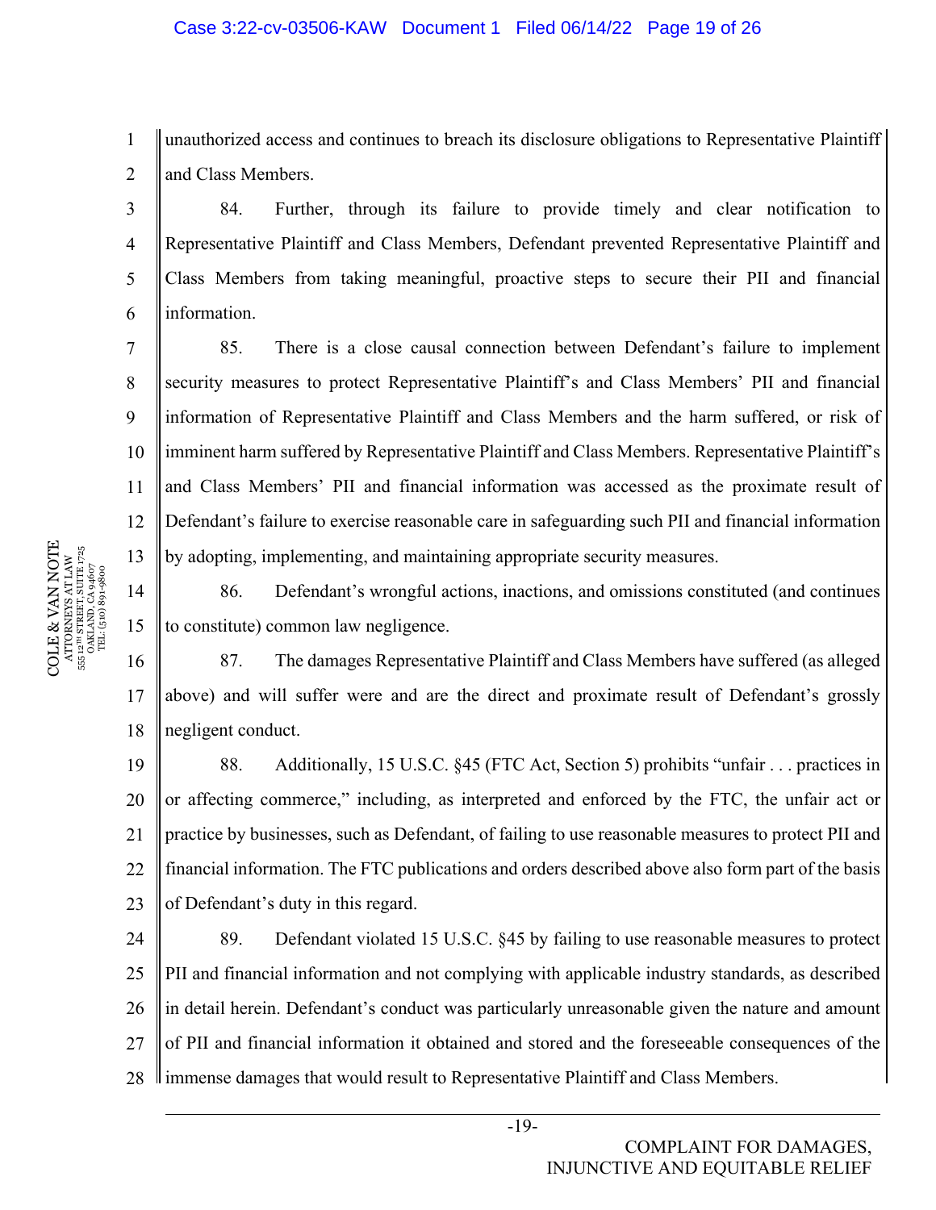unauthorized access and continues to breach its disclosure obligations to Representative Plaintiff and Class Members.

84. Further, through its failure to provide timely and clear notification to Representative Plaintiff and Class Members, Defendant prevented Representative Plaintiff and Class Members from taking meaningful, proactive steps to secure their PII and financial information.

85. There is a close causal connection between Defendant's failure to implement security measures to protect Representative Plaintiff's and Class Members' PII and financial information of Representative Plaintiff and Class Members and the harm suffered, or risk of imminent harm suffered by Representative Plaintiff and Class Members. Representative Plaintiff's and Class Members' PII and financial information was accessed as the proximate result of Defendant's failure to exercise reasonable care in safeguarding such PII and financial information by adopting, implementing, and maintaining appropriate security measures.

86. Defendant's wrongful actions, inactions, and omissions constituted (and continues to constitute) common law negligence.

87. The damages Representative Plaintiff and Class Members have suffered (as alleged above) and will suffer were and are the direct and proximate result of Defendant's grossly negligent conduct.

88. Additionally, 15 U.S.C. §45 (FTC Act, Section 5) prohibits "unfair . . . practices in or affecting commerce," including, as interpreted and enforced by the FTC, the unfair act or practice by businesses, such as Defendant, of failing to use reasonable measures to protect PII and financial information. The FTC publications and orders described above also form part of the basis of Defendant's duty in this regard.

89. Defendant violated 15 U.S.C. §45 by failing to use reasonable measures to protect PII and financial information and not complying with applicable industry standards, as described in detail herein. Defendant's conduct was particularly unreasonable given the nature and amount of PII and financial information it obtained and stored and the foreseeable consequences of the immense damages that would result to Representative Plaintiff and Class Members.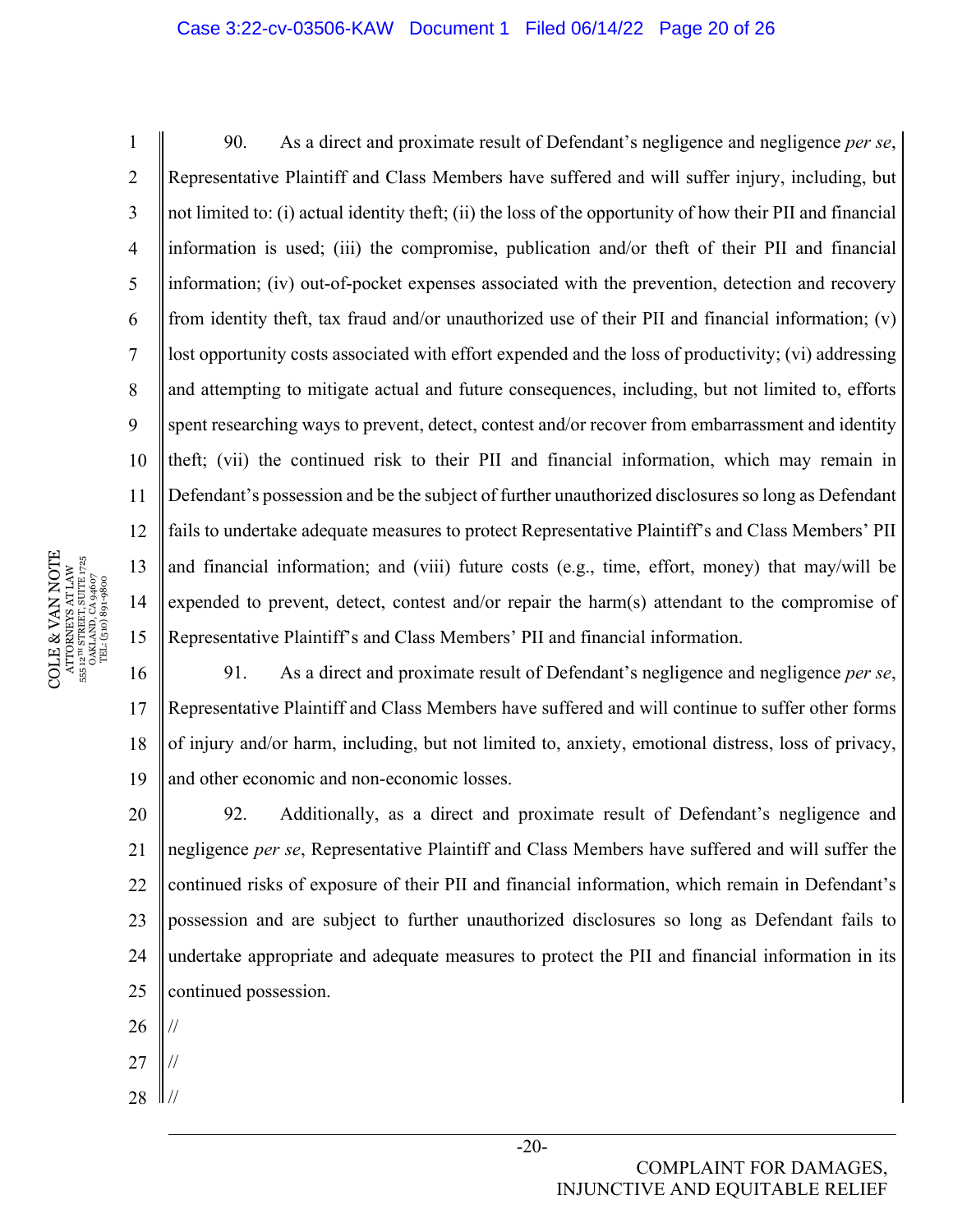90. As a direct and proximate result of Defendant's negligence and negligence *per se*, Representative Plaintiff and Class Members have suffered and will suffer injury, including, but not limited to: (i) actual identity theft; (ii) the loss of the opportunity of how their PII and financial information is used; (iii) the compromise, publication and/or theft of their PII and financial information; (iv) out-of-pocket expenses associated with the prevention, detection and recovery from identity theft, tax fraud and/or unauthorized use of their PII and financial information; (v) lost opportunity costs associated with effort expended and the loss of productivity; (vi) addressing and attempting to mitigate actual and future consequences, including, but not limited to, efforts spent researching ways to prevent, detect, contest and/or recover from embarrassment and identity theft; (vii) the continued risk to their PII and financial information, which may remain in Defendant's possession and be the subject of further unauthorized disclosures so long as Defendant fails to undertake adequate measures to protect Representative Plaintiff's and Class Members' PII and financial information; and (viii) future costs (e.g., time, effort, money) that may/will be expended to prevent, detect, contest and/or repair the harm(s) attendant to the compromise of Representative Plaintiff's and Class Members' PII and financial information.

91. As a direct and proximate result of Defendant's negligence and negligence *per se*, Representative Plaintiff and Class Members have suffered and will continue to suffer other forms of injury and/or harm, including, but not limited to, anxiety, emotional distress, loss of privacy, and other economic and non-economic losses.

92. Additionally, as a direct and proximate result of Defendant's negligence and negligence *per se*, Representative Plaintiff and Class Members have suffered and will suffer the continued risks of exposure of their PII and financial information, which remain in Defendant's possession and are subject to further unauthorized disclosures so long as Defendant fails to undertake appropriate and adequate measures to protect the PII and financial information in its continued possession.

//

//

//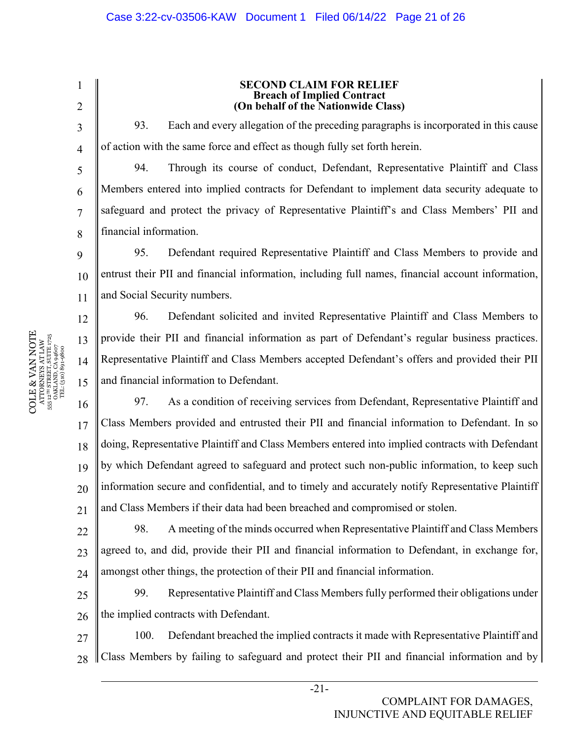**SECOND CLAIM FOR RELIEF**
**Breach of Implied Contract**
**(On behalf of the Nationwide Class)**

93. Each and every allegation of the preceding paragraphs is incorporated in this cause of action with the same force and effect as though fully set forth herein.

94. Through its course of conduct, Defendant, Representative Plaintiff and Class Members entered into implied contracts for Defendant to implement data security adequate to safeguard and protect the privacy of Representative Plaintiff's and Class Members' PII and financial information.

95. Defendant required Representative Plaintiff and Class Members to provide and entrust their PII and financial information, including full names, financial account information, and Social Security numbers.

96. Defendant solicited and invited Representative Plaintiff and Class Members to provide their PII and financial information as part of Defendant's regular business practices. Representative Plaintiff and Class Members accepted Defendant's offers and provided their PII and financial information to Defendant.

97. As a condition of receiving services from Defendant, Representative Plaintiff and Class Members provided and entrusted their PII and financial information to Defendant. In so doing, Representative Plaintiff and Class Members entered into implied contracts with Defendant by which Defendant agreed to safeguard and protect such non-public information, to keep such information secure and confidential, and to timely and accurately notify Representative Plaintiff and Class Members if their data had been breached and compromised or stolen.

98. A meeting of the minds occurred when Representative Plaintiff and Class Members agreed to, and did, provide their PII and financial information to Defendant, in exchange for, amongst other things, the protection of their PII and financial information.

99. Representative Plaintiff and Class Members fully performed their obligations under the implied contracts with Defendant.

100. Defendant breached the implied contracts it made with Representative Plaintiff and Class Members by failing to safeguard and protect their PII and financial information and by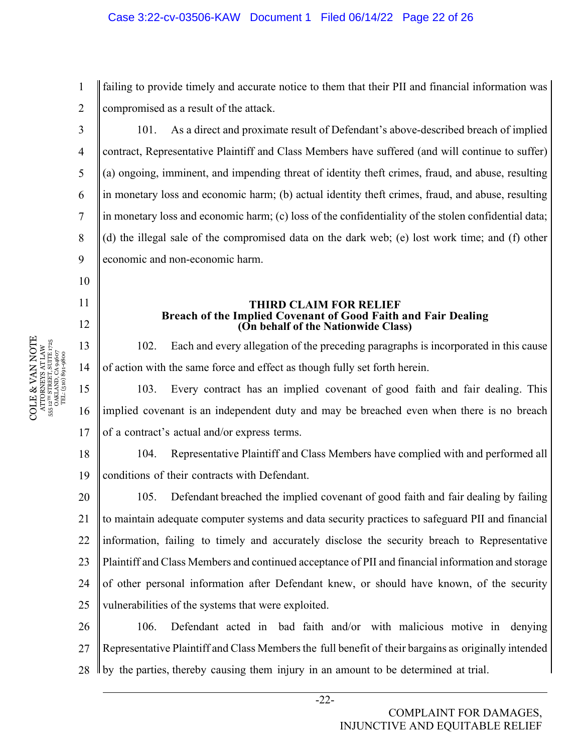failing to provide timely and accurate notice to them that their PII and financial information was compromised as a result of the attack.

101. As a direct and proximate result of Defendant's above-described breach of implied contract, Representative Plaintiff and Class Members have suffered (and will continue to suffer) (a) ongoing, imminent, and impending threat of identity theft crimes, fraud, and abuse, resulting in monetary loss and economic harm; (b) actual identity theft crimes, fraud, and abuse, resulting in monetary loss and economic harm; (c) loss of the confidentiality of the stolen confidential data; (d) the illegal sale of the compromised data on the dark web; (e) lost work time; and (f) other economic and non-economic harm.

**THIRD CLAIM FOR RELIEF**
**Breach of the Implied Covenant of Good Faith and Fair Dealing**
**(On behalf of the Nationwide Class)**

102. Each and every allegation of the preceding paragraphs is incorporated in this cause of action with the same force and effect as though fully set forth herein.

103. Every contract has an implied covenant of good faith and fair dealing. This implied covenant is an independent duty and may be breached even when there is no breach of a contract's actual and/or express terms.

104. Representative Plaintiff and Class Members have complied with and performed all conditions of their contracts with Defendant.

105. Defendant breached the implied covenant of good faith and fair dealing by failing to maintain adequate computer systems and data security practices to safeguard PII and financial information, failing to timely and accurately disclose the security breach to Representative Plaintiff and Class Members and continued acceptance of PII and financial information and storage of other personal information after Defendant knew, or should have known, of the security vulnerabilities of the systems that were exploited.

106. Defendant acted in bad faith and/or with malicious motive in denying Representative Plaintiff and Class Members the full benefit of their bargains as originally intended by the parties, thereby causing them injury in an amount to be determined at trial.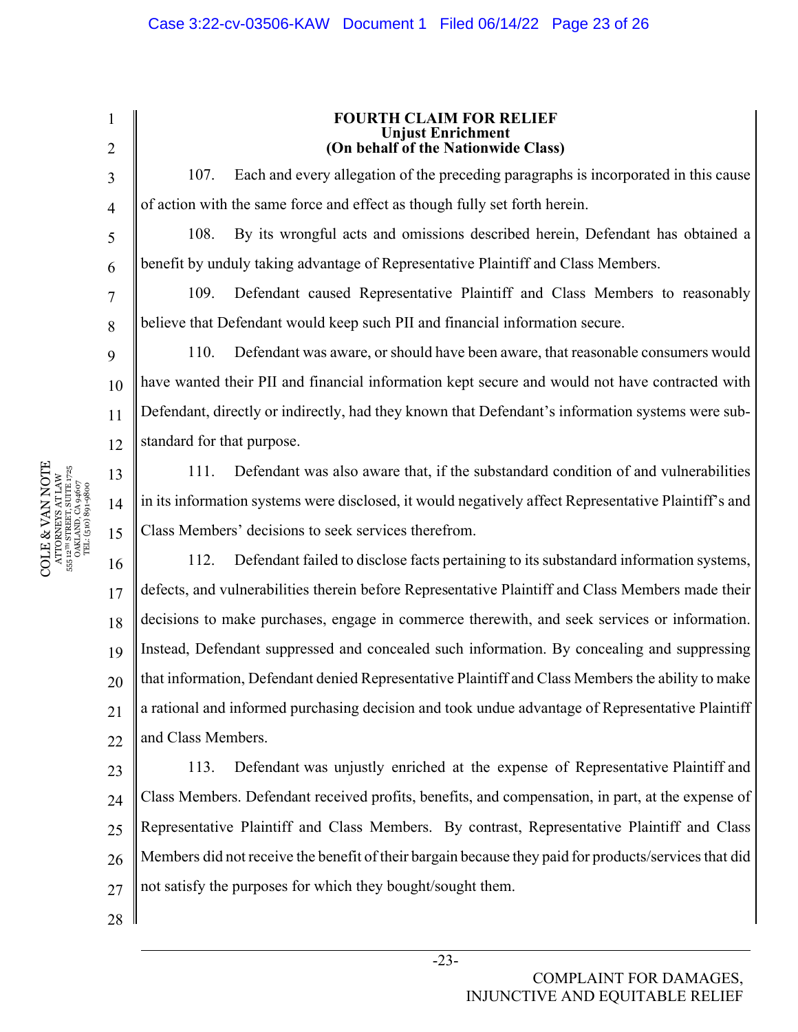**FOURTH CLAIM FOR RELIEF**
**Unjust Enrichment**
**(On behalf of the Nationwide Class)**

107. Each and every allegation of the preceding paragraphs is incorporated in this cause of action with the same force and effect as though fully set forth herein.

108. By its wrongful acts and omissions described herein, Defendant has obtained a benefit by unduly taking advantage of Representative Plaintiff and Class Members.

109. Defendant caused Representative Plaintiff and Class Members to reasonably believe that Defendant would keep such PII and financial information secure.

110. Defendant was aware, or should have been aware, that reasonable consumers would have wanted their PII and financial information kept secure and would not have contracted with Defendant, directly or indirectly, had they known that Defendant's information systems were sub-standard for that purpose.

111. Defendant was also aware that, if the substandard condition of and vulnerabilities in its information systems were disclosed, it would negatively affect Representative Plaintiff's and Class Members' decisions to seek services therefrom.

112. Defendant failed to disclose facts pertaining to its substandard information systems, defects, and vulnerabilities therein before Representative Plaintiff and Class Members made their decisions to make purchases, engage in commerce therewith, and seek services or information. Instead, Defendant suppressed and concealed such information. By concealing and suppressing that information, Defendant denied Representative Plaintiff and Class Members the ability to make a rational and informed purchasing decision and took undue advantage of Representative Plaintiff and Class Members.

113. Defendant was unjustly enriched at the expense of Representative Plaintiff and Class Members. Defendant received profits, benefits, and compensation, in part, at the expense of Representative Plaintiff and Class Members. By contrast, Representative Plaintiff and Class Members did not receive the benefit of their bargain because they paid for products/services that did not satisfy the purposes for which they bought/sought them.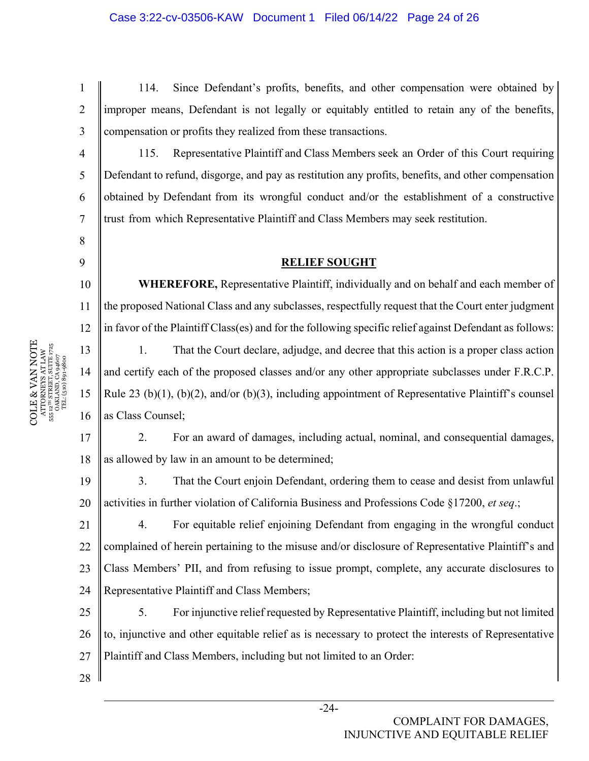114. Since Defendant's profits, benefits, and other compensation were obtained by improper means, Defendant is not legally or equitably entitled to retain any of the benefits, compensation or profits they realized from these transactions.

115. Representative Plaintiff and Class Members seek an Order of this Court requiring Defendant to refund, disgorge, and pay as restitution any profits, benefits, and other compensation obtained by Defendant from its wrongful conduct and/or the establishment of a constructive trust from which Representative Plaintiff and Class Members may seek restitution.

## RELIEF SOUGHT

**WHEREFORE,** Representative Plaintiff, individually and on behalf and each member of the proposed National Class and any subclasses, respectfully request that the Court enter judgment in favor of the Plaintiff Class(es) and for the following specific relief against Defendant as follows:

1. That the Court declare, adjudge, and decree that this action is a proper class action and certify each of the proposed classes and/or any other appropriate subclasses under F.R.C.P. Rule 23 (b)(1), (b)(2), and/or (b)(3), including appointment of Representative Plaintiff's counsel as Class Counsel;

2. For an award of damages, including actual, nominal, and consequential damages, as allowed by law in an amount to be determined;

3. That the Court enjoin Defendant, ordering them to cease and desist from unlawful activities in further violation of California Business and Professions Code §17200, *et seq*.;

4. For equitable relief enjoining Defendant from engaging in the wrongful conduct complained of herein pertaining to the misuse and/or disclosure of Representative Plaintiff's and Class Members' PII, and from refusing to issue prompt, complete, any accurate disclosures to Representative Plaintiff and Class Members;

5. For injunctive relief requested by Representative Plaintiff, including but not limited to, injunctive and other equitable relief as is necessary to protect the interests of Representative Plaintiff and Class Members, including but not limited to an Order: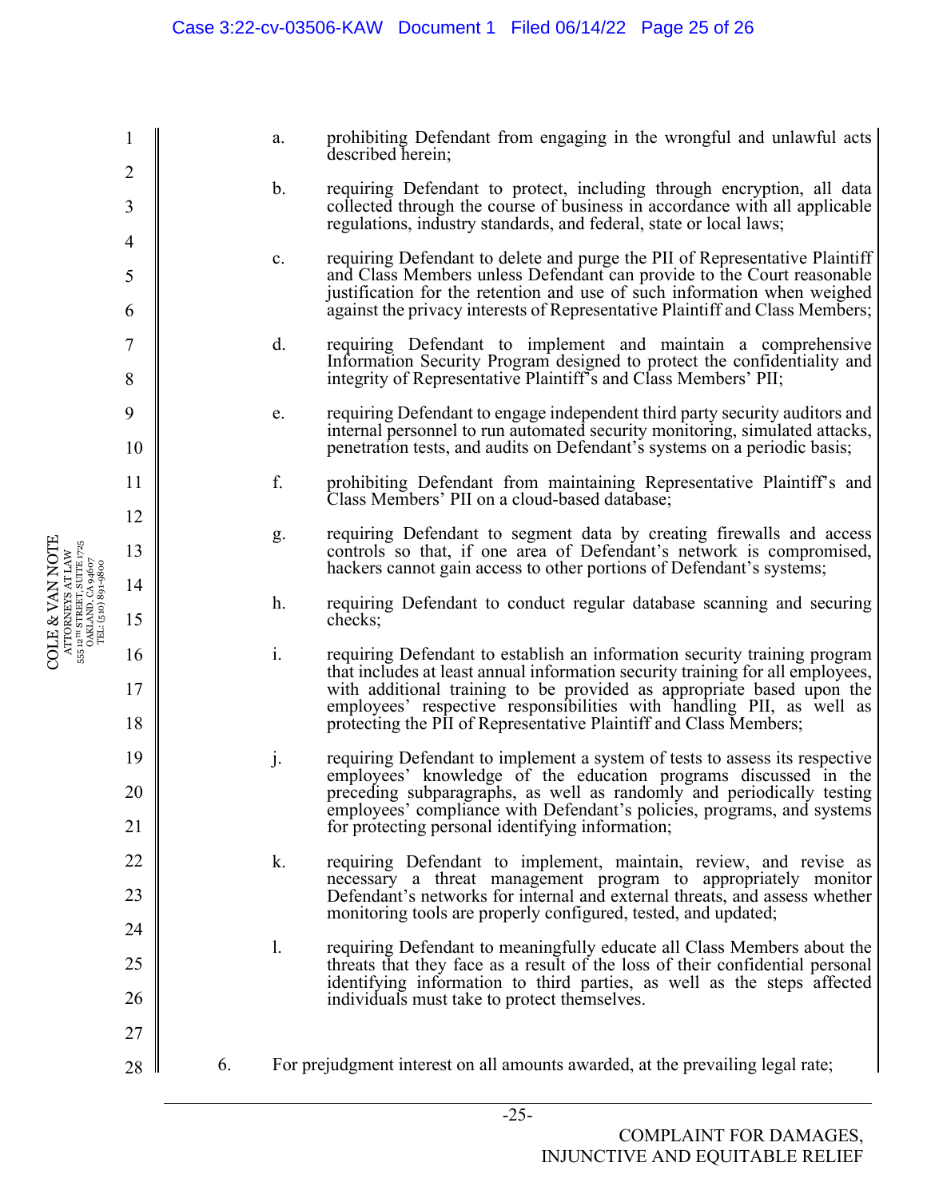a. prohibiting Defendant from engaging in the wrongful and unlawful acts described herein;

b. requiring Defendant to protect, including through encryption, all data collected through the course of business in accordance with all applicable regulations, industry standards, and federal, state or local laws;

c. requiring Defendant to delete and purge the PII of Representative Plaintiff and Class Members unless Defendant can provide to the Court reasonable justification for the retention and use of such information when weighed against the privacy interests of Representative Plaintiff and Class Members;

d. requiring Defendant to implement and maintain a comprehensive Information Security Program designed to protect the confidentiality and integrity of Representative Plaintiff's and Class Members' PII;

e. requiring Defendant to engage independent third party security auditors and internal personnel to run automated security monitoring, simulated attacks, penetration tests, and audits on Defendant's systems on a periodic basis;

f. prohibiting Defendant from maintaining Representative Plaintiff's and Class Members' PII on a cloud-based database;

g. requiring Defendant to segment data by creating firewalls and access controls so that, if one area of Defendant's network is compromised, hackers cannot gain access to other portions of Defendant's systems;

h. requiring Defendant to conduct regular database scanning and securing checks;

i. requiring Defendant to establish an information security training program that includes at least annual information security training for all employees, with additional training to be provided as appropriate based upon the employees' respective responsibilities with handling PII, as well as protecting the PII of Representative Plaintiff and Class Members;

j. requiring Defendant to implement a system of tests to assess its respective employees' knowledge of the education programs discussed in the preceding subparagraphs, as well as randomly and periodically testing employees' compliance with Defendant's policies, programs, and systems for protecting personal identifying information;

k. requiring Defendant to implement, maintain, review, and revise as necessary a threat management program to appropriately monitor Defendant's networks for internal and external threats, and assess whether monitoring tools are properly configured, tested, and updated;

l. requiring Defendant to meaningfully educate all Class Members about the threats that they face as a result of the loss of their confidential personal identifying information to third parties, as well as the steps affected individuals must take to protect themselves.

6. For prejudgment interest on all amounts awarded, at the prevailing legal rate;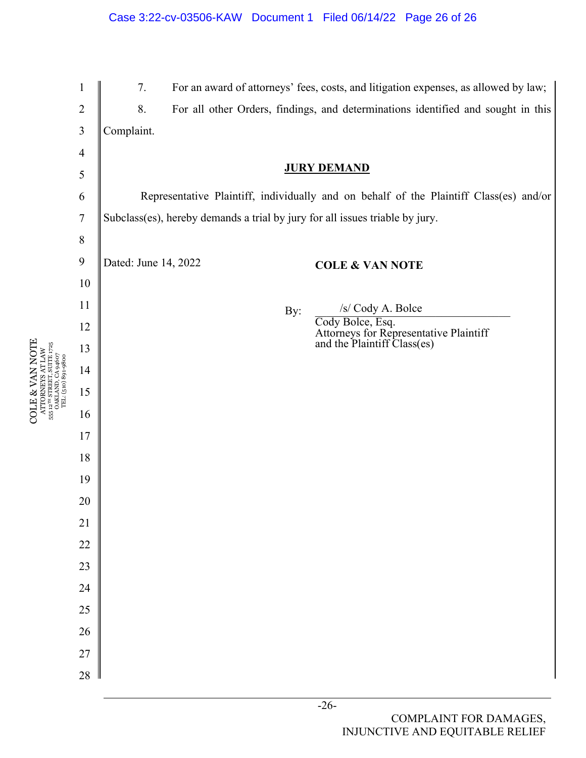7. For an award of attorneys' fees, costs, and litigation expenses, as allowed by law;

8. For all other Orders, findings, and determinations identified and sought in this Complaint.

**JURY DEMAND**

Representative Plaintiff, individually and on behalf of the Plaintiff Class(es) and/or Subclass(es), hereby demands a trial by jury for all issues triable by jury.

Dated: June 14, 2022

**COLE & VAN NOTE**

By: /s/ Cody A. Bolce
Cody Bolce, Esq.
Attorneys for Representative Plaintiff
and the Plaintiff Class(es)